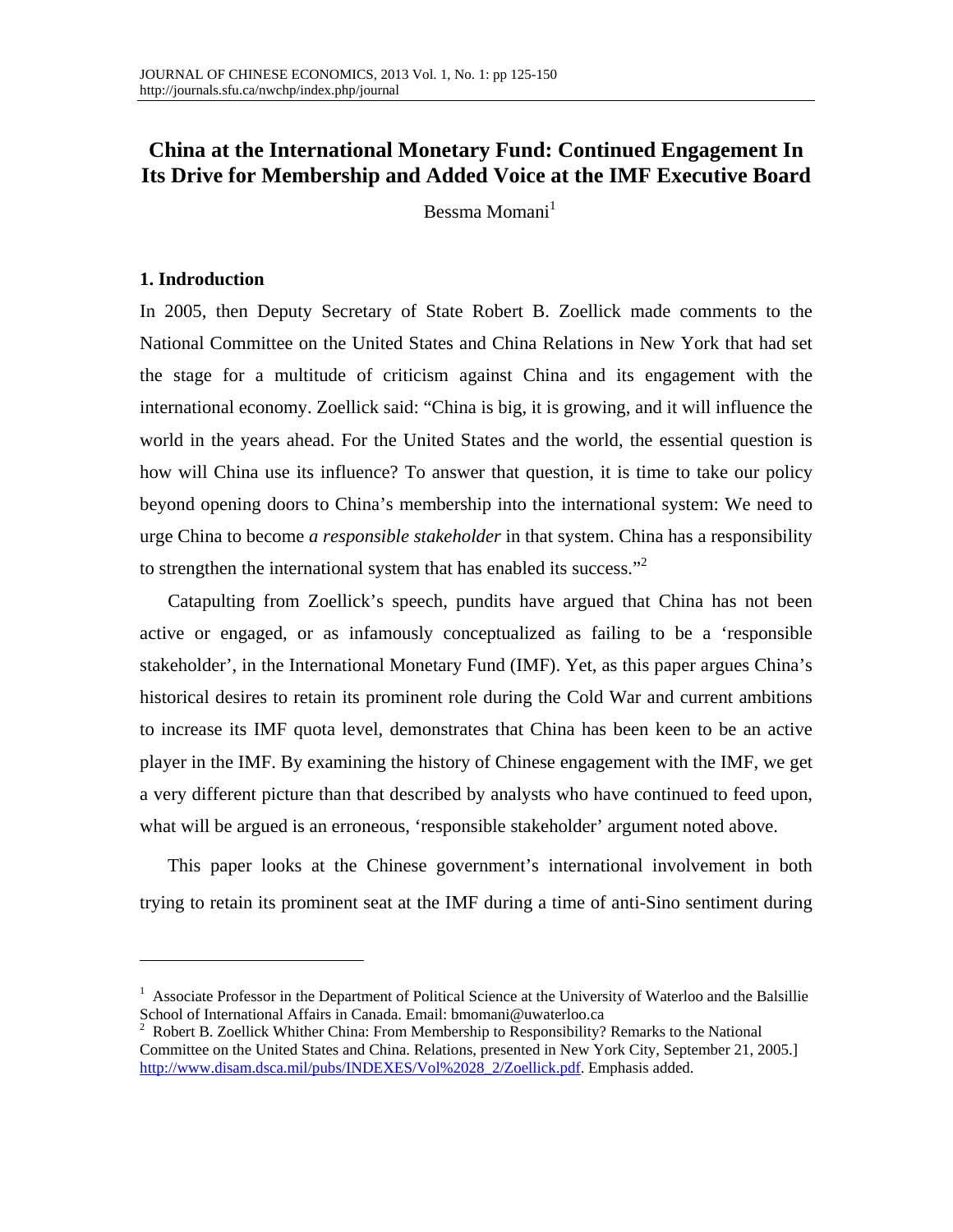# China at the International Monetary Fund: Continued Engagement In Its Drive for Membership and Added Voice at the IMF Executive Board

Bessma Momani[1]

## 1. Indroduction

In 2005, then Deputy Secretary of State Robert B. Zoellick made comments to the National Committee on the United States and China Relations in New York that had set the stage for a multitude of criticism against China and its engagement with the international economy. Zoellick said: "China is big, it is growing, and it will influence the world in the years ahead. For the United States and the world, the essential question is how will China use its influence? To answer that question, it is time to take our policy beyond opening doors to China's membership into the international system: We need to urge China to become *a responsible stakeholder* in that system. China has a responsibility to strengthen the international system that has enabled its success."[2]

Catapulting from Zoellick's speech, pundits have argued that China has not been active or engaged, or as infamously conceptualized as failing to be a 'responsible stakeholder', in the International Monetary Fund (IMF). Yet, as this paper argues China's historical desires to retain its prominent role during the Cold War and current ambitions to increase its IMF quota level, demonstrates that China has been keen to be an active player in the IMF. By examining the history of Chinese engagement with the IMF, we get a very different picture than that described by analysts who have continued to feed upon, what will be argued is an erroneous, 'responsible stakeholder' argument noted above.

This paper looks at the Chinese government's international involvement in both trying to retain its prominent seat at the IMF during a time of anti-Sino sentiment during

---

[1] Associate Professor in the Department of Political Science at the University of Waterloo and the Balsillie School of International Affairs in Canada. Email: bmomani@uwaterloo.ca

[2] Robert B. Zoellick Whither China: From Membership to Responsibility? Remarks to the National Committee on the United States and China. Relations, presented in New York City, September 21, 2005.] http://www.disam.dsca.mil/pubs/INDEXES/Vol%2028_2/Zoellick.pdf. Emphasis added.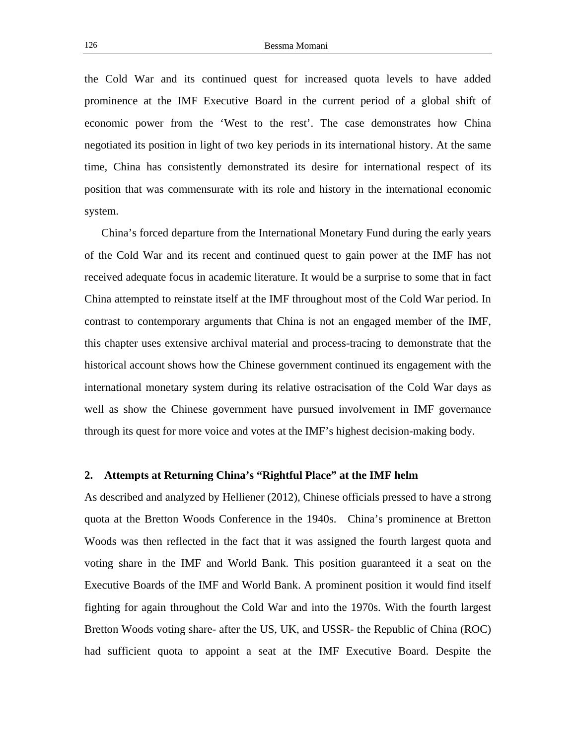the Cold War and its continued quest for increased quota levels to have added prominence at the IMF Executive Board in the current period of a global shift of economic power from the 'West to the rest'. The case demonstrates how China negotiated its position in light of two key periods in its international history. At the same time, China has consistently demonstrated its desire for international respect of its position that was commensurate with its role and history in the international economic system.

China's forced departure from the International Monetary Fund during the early years of the Cold War and its recent and continued quest to gain power at the IMF has not received adequate focus in academic literature. It would be a surprise to some that in fact China attempted to reinstate itself at the IMF throughout most of the Cold War period. In contrast to contemporary arguments that China is not an engaged member of the IMF, this chapter uses extensive archival material and process-tracing to demonstrate that the historical account shows how the Chinese government continued its engagement with the international monetary system during its relative ostracisation of the Cold War days as well as show the Chinese government have pursued involvement in IMF governance through its quest for more voice and votes at the IMF's highest decision-making body.

## 2. Attempts at Returning China's "Rightful Place" at the IMF helm

As described and analyzed by Helliener (2012), Chinese officials pressed to have a strong quota at the Bretton Woods Conference in the 1940s. China's prominence at Bretton Woods was then reflected in the fact that it was assigned the fourth largest quota and voting share in the IMF and World Bank. This position guaranteed it a seat on the Executive Boards of the IMF and World Bank. A prominent position it would find itself fighting for again throughout the Cold War and into the 1970s. With the fourth largest Bretton Woods voting share- after the US, UK, and USSR- the Republic of China (ROC) had sufficient quota to appoint a seat at the IMF Executive Board. Despite the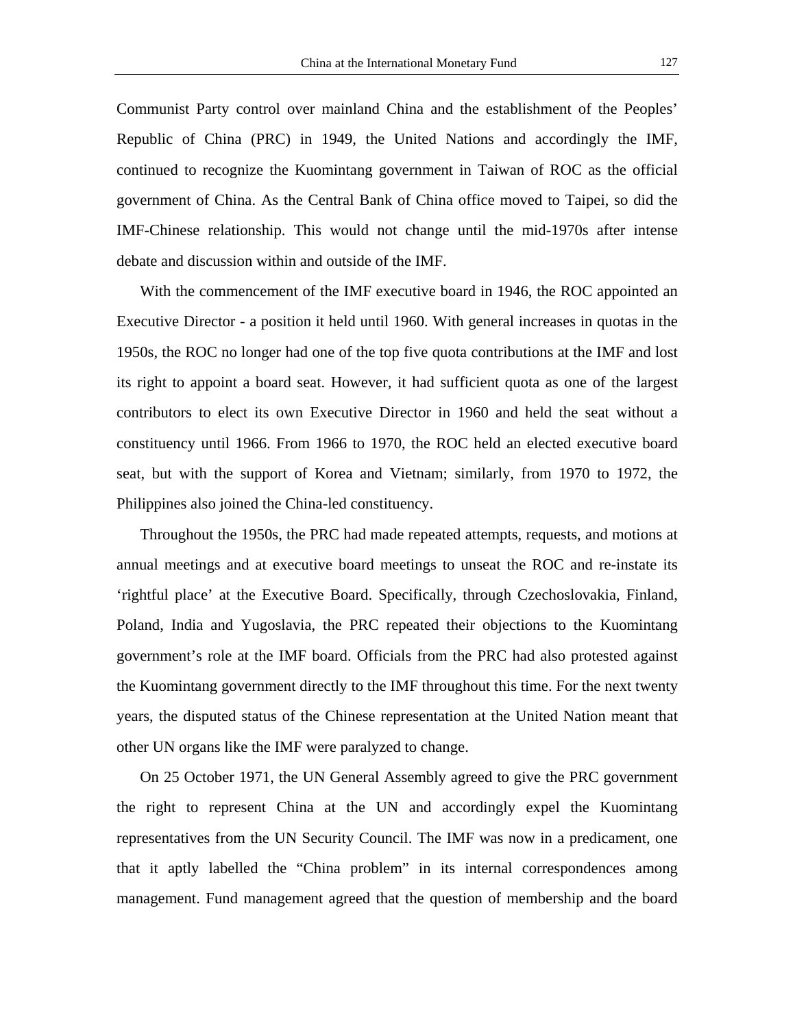Communist Party control over mainland China and the establishment of the Peoples' Republic of China (PRC) in 1949, the United Nations and accordingly the IMF, continued to recognize the Kuomintang government in Taiwan of ROC as the official government of China. As the Central Bank of China office moved to Taipei, so did the IMF-Chinese relationship. This would not change until the mid-1970s after intense debate and discussion within and outside of the IMF.

With the commencement of the IMF executive board in 1946, the ROC appointed an Executive Director - a position it held until 1960. With general increases in quotas in the 1950s, the ROC no longer had one of the top five quota contributions at the IMF and lost its right to appoint a board seat. However, it had sufficient quota as one of the largest contributors to elect its own Executive Director in 1960 and held the seat without a constituency until 1966. From 1966 to 1970, the ROC held an elected executive board seat, but with the support of Korea and Vietnam; similarly, from 1970 to 1972, the Philippines also joined the China-led constituency.

Throughout the 1950s, the PRC had made repeated attempts, requests, and motions at annual meetings and at executive board meetings to unseat the ROC and re-instate its 'rightful place' at the Executive Board. Specifically, through Czechoslovakia, Finland, Poland, India and Yugoslavia, the PRC repeated their objections to the Kuomintang government's role at the IMF board. Officials from the PRC had also protested against the Kuomintang government directly to the IMF throughout this time. For the next twenty years, the disputed status of the Chinese representation at the United Nation meant that other UN organs like the IMF were paralyzed to change.

On 25 October 1971, the UN General Assembly agreed to give the PRC government the right to represent China at the UN and accordingly expel the Kuomintang representatives from the UN Security Council. The IMF was now in a predicament, one that it aptly labelled the "China problem" in its internal correspondences among management. Fund management agreed that the question of membership and the board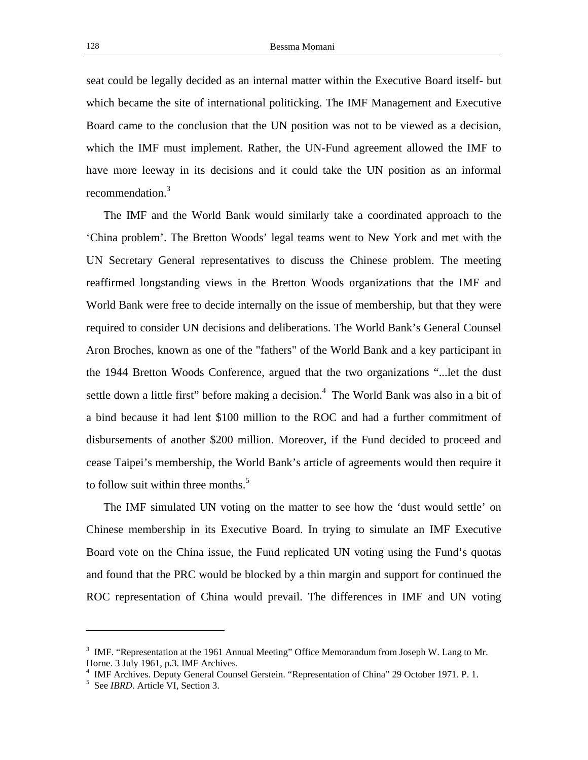seat could be legally decided as an internal matter within the Executive Board itself- but which became the site of international politicking. The IMF Management and Executive Board came to the conclusion that the UN position was not to be viewed as a decision, which the IMF must implement. Rather, the UN-Fund agreement allowed the IMF to have more leeway in its decisions and it could take the UN position as an informal recommendation.[3]

The IMF and the World Bank would similarly take a coordinated approach to the 'China problem'. The Bretton Woods' legal teams went to New York and met with the UN Secretary General representatives to discuss the Chinese problem. The meeting reaffirmed longstanding views in the Bretton Woods organizations that the IMF and World Bank were free to decide internally on the issue of membership, but that they were required to consider UN decisions and deliberations. The World Bank's General Counsel Aron Broches, known as one of the "fathers" of the World Bank and a key participant in the 1944 Bretton Woods Conference, argued that the two organizations "...let the dust settle down a little first" before making a decision.[4] The World Bank was also in a bit of a bind because it had lent $100 million to the ROC and had a further commitment of disbursements of another $200 million. Moreover, if the Fund decided to proceed and cease Taipei's membership, the World Bank's article of agreements would then require it to follow suit within three months.[5]

The IMF simulated UN voting on the matter to see how the 'dust would settle' on Chinese membership in its Executive Board. In trying to simulate an IMF Executive Board vote on the China issue, the Fund replicated UN voting using the Fund's quotas and found that the PRC would be blocked by a thin margin and support for continued the ROC representation of China would prevail. The differences in IMF and UN voting

---

[3] IMF. "Representation at the 1961 Annual Meeting" Office Memorandum from Joseph W. Lang to Mr. Horne. 3 July 1961, p.3. IMF Archives.

[4] IMF Archives. Deputy General Counsel Gerstein. "Representation of China" 29 October 1971. P. 1.

[5] See *IBRD*. Article VI, Section 3.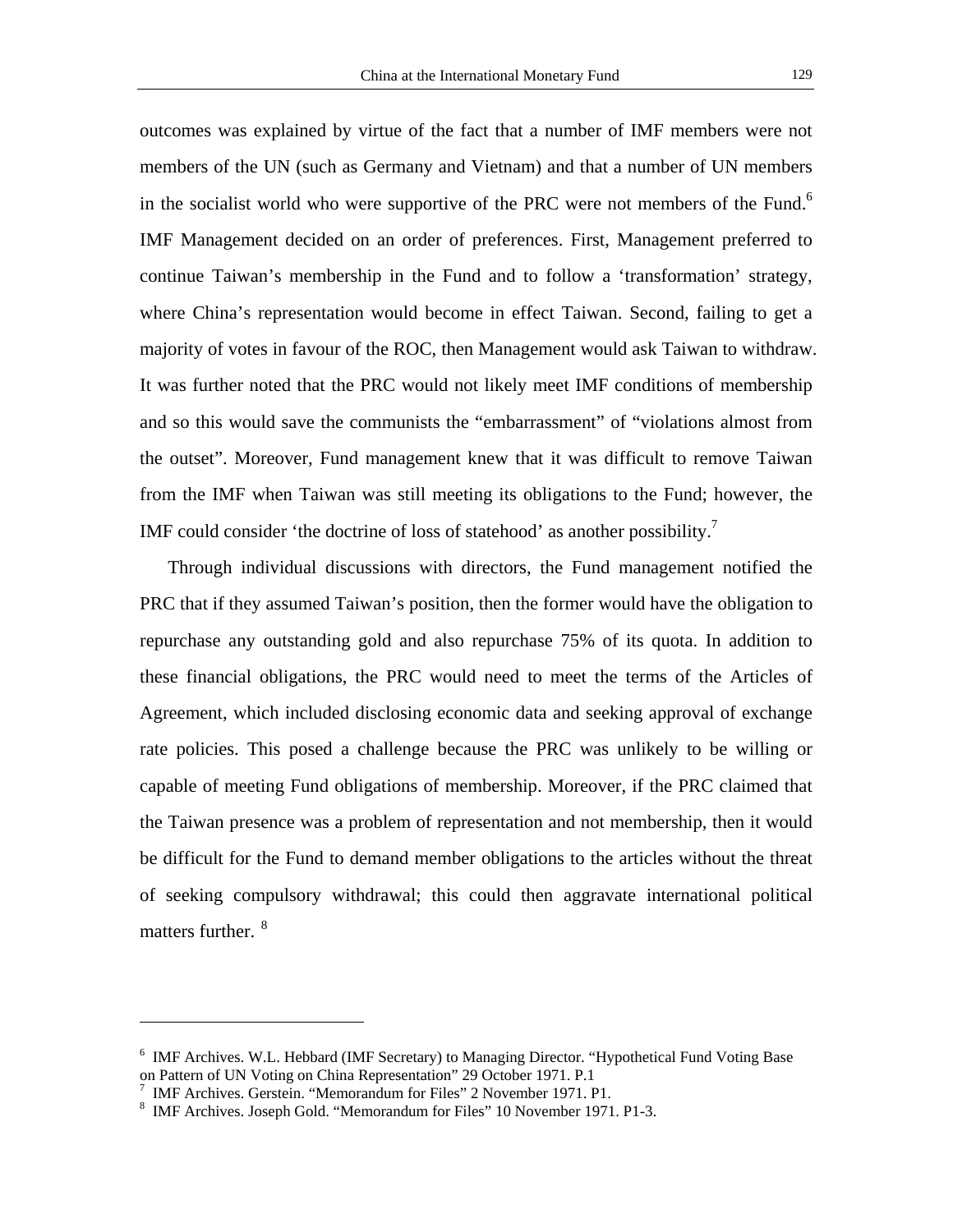outcomes was explained by virtue of the fact that a number of IMF members were not members of the UN (such as Germany and Vietnam) and that a number of UN members in the socialist world who were supportive of the PRC were not members of the Fund.[6] IMF Management decided on an order of preferences. First, Management preferred to continue Taiwan's membership in the Fund and to follow a 'transformation' strategy, where China's representation would become in effect Taiwan. Second, failing to get a majority of votes in favour of the ROC, then Management would ask Taiwan to withdraw. It was further noted that the PRC would not likely meet IMF conditions of membership and so this would save the communists the "embarrassment" of "violations almost from the outset". Moreover, Fund management knew that it was difficult to remove Taiwan from the IMF when Taiwan was still meeting its obligations to the Fund; however, the IMF could consider 'the doctrine of loss of statehood' as another possibility.[7]

Through individual discussions with directors, the Fund management notified the PRC that if they assumed Taiwan's position, then the former would have the obligation to repurchase any outstanding gold and also repurchase 75% of its quota. In addition to these financial obligations, the PRC would need to meet the terms of the Articles of Agreement, which included disclosing economic data and seeking approval of exchange rate policies. This posed a challenge because the PRC was unlikely to be willing or capable of meeting Fund obligations of membership. Moreover, if the PRC claimed that the Taiwan presence was a problem of representation and not membership, then it would be difficult for the Fund to demand member obligations to the articles without the threat of seeking compulsory withdrawal; this could then aggravate international political matters further.[8]

---

[6] IMF Archives. W.L. Hebbard (IMF Secretary) to Managing Director. "Hypothetical Fund Voting Base on Pattern of UN Voting on China Representation" 29 October 1971. P.1

[7] IMF Archives. Gerstein. "Memorandum for Files" 2 November 1971. P1.

[8] IMF Archives. Joseph Gold. "Memorandum for Files" 10 November 1971. P1-3.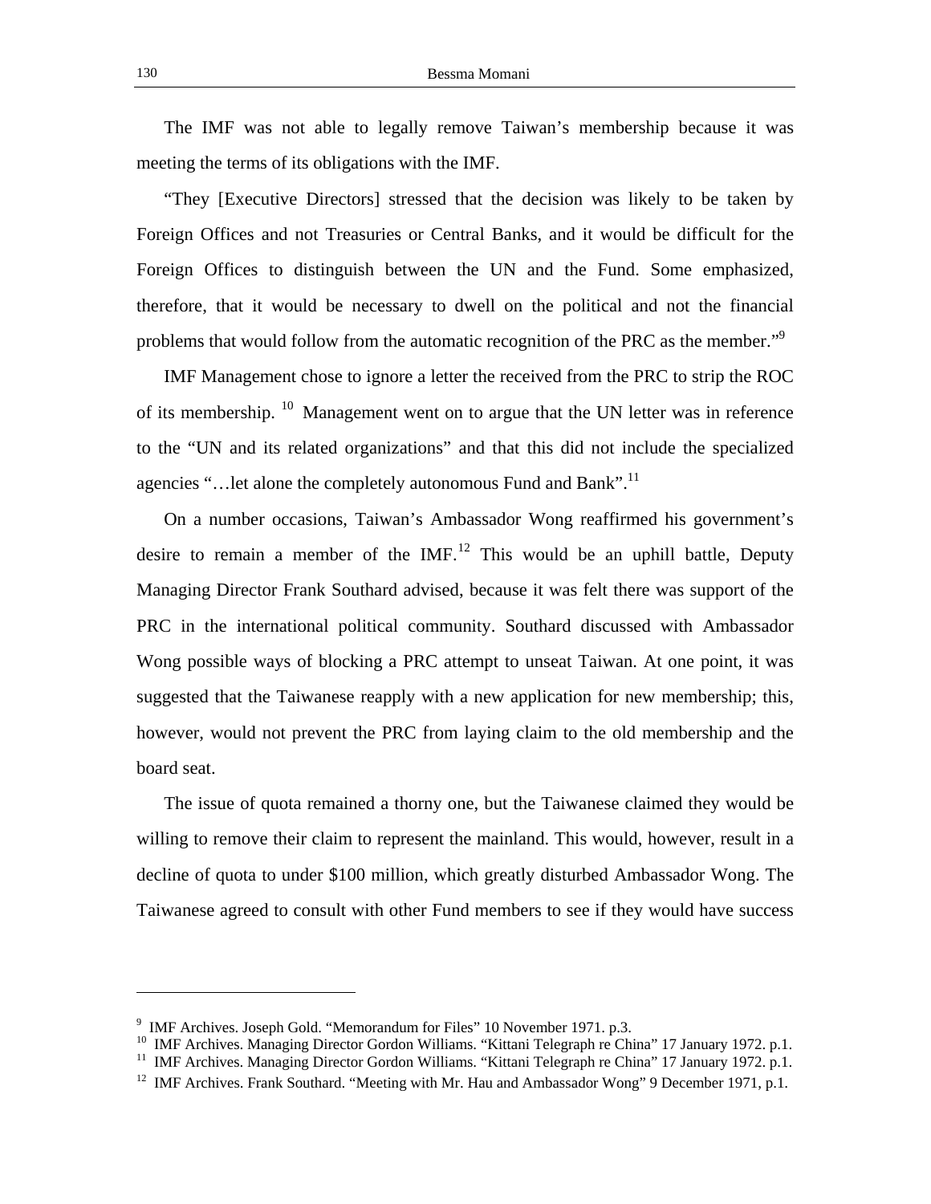The IMF was not able to legally remove Taiwan's membership because it was meeting the terms of its obligations with the IMF.

"They [Executive Directors] stressed that the decision was likely to be taken by Foreign Offices and not Treasuries or Central Banks, and it would be difficult for the Foreign Offices to distinguish between the UN and the Fund. Some emphasized, therefore, that it would be necessary to dwell on the political and not the financial problems that would follow from the automatic recognition of the PRC as the member."[9]

IMF Management chose to ignore a letter the received from the PRC to strip the ROC of its membership. [10] Management went on to argue that the UN letter was in reference to the "UN and its related organizations" and that this did not include the specialized agencies "…let alone the completely autonomous Fund and Bank".[11]

On a number occasions, Taiwan's Ambassador Wong reaffirmed his government's desire to remain a member of the IMF.[12] This would be an uphill battle, Deputy Managing Director Frank Southard advised, because it was felt there was support of the PRC in the international political community. Southard discussed with Ambassador Wong possible ways of blocking a PRC attempt to unseat Taiwan. At one point, it was suggested that the Taiwanese reapply with a new application for new membership; this, however, would not prevent the PRC from laying claim to the old membership and the board seat.

The issue of quota remained a thorny one, but the Taiwanese claimed they would be willing to remove their claim to represent the mainland. This would, however, result in a decline of quota to under $100 million, which greatly disturbed Ambassador Wong. The Taiwanese agreed to consult with other Fund members to see if they would have success

---

[9] IMF Archives. Joseph Gold. "Memorandum for Files" 10 November 1971. p.3.

[10] IMF Archives. Managing Director Gordon Williams. "Kittani Telegraph re China" 17 January 1972. p.1.

[11] IMF Archives. Managing Director Gordon Williams. "Kittani Telegraph re China" 17 January 1972. p.1.

[12] IMF Archives. Frank Southard. "Meeting with Mr. Hau and Ambassador Wong" 9 December 1971, p.1.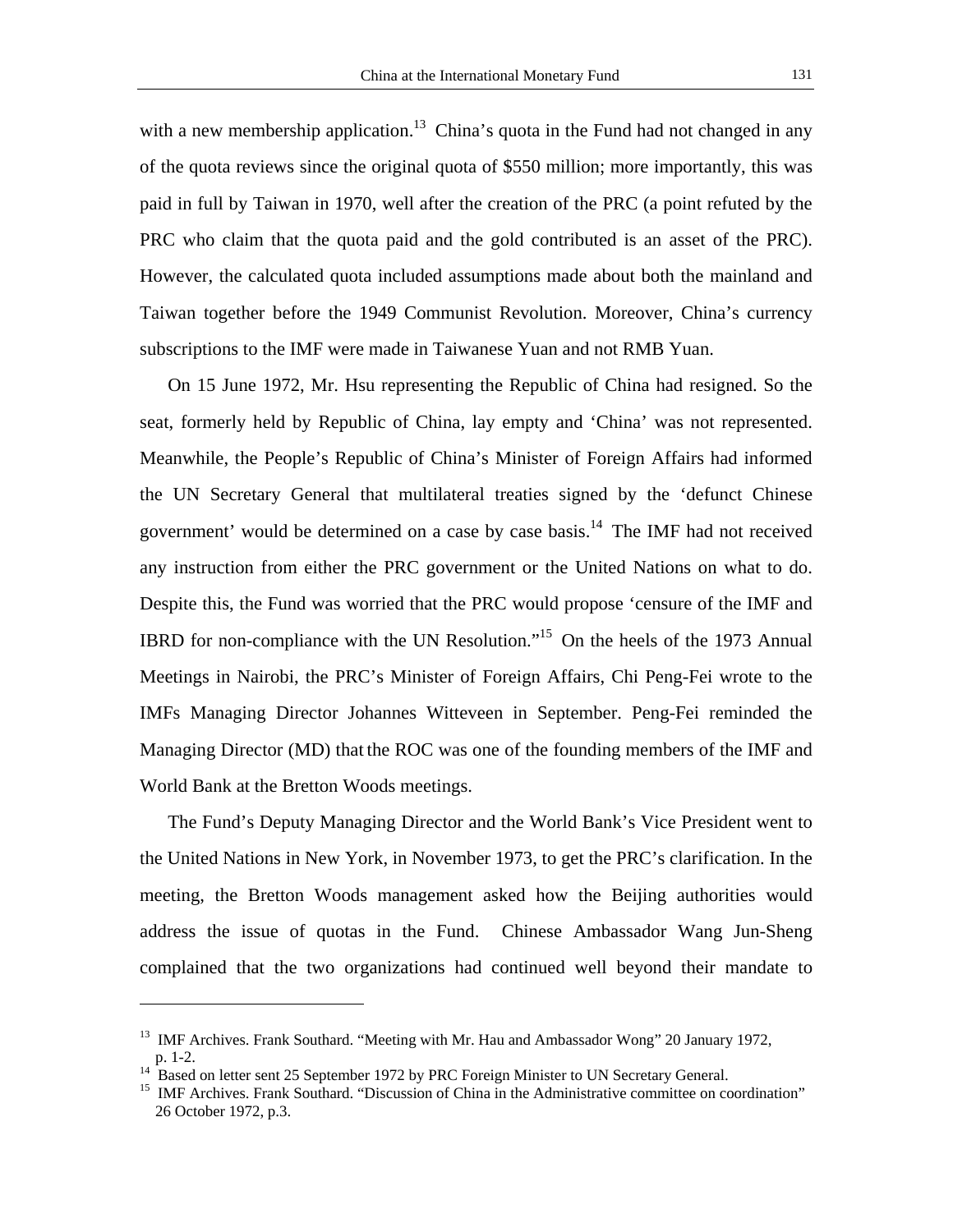with a new membership application.[13] China's quota in the Fund had not changed in any of the quota reviews since the original quota of $550 million; more importantly, this was paid in full by Taiwan in 1970, well after the creation of the PRC (a point refuted by the PRC who claim that the quota paid and the gold contributed is an asset of the PRC). However, the calculated quota included assumptions made about both the mainland and Taiwan together before the 1949 Communist Revolution. Moreover, China's currency subscriptions to the IMF were made in Taiwanese Yuan and not RMB Yuan.

On 15 June 1972, Mr. Hsu representing the Republic of China had resigned. So the seat, formerly held by Republic of China, lay empty and 'China' was not represented. Meanwhile, the People's Republic of China's Minister of Foreign Affairs had informed the UN Secretary General that multilateral treaties signed by the 'defunct Chinese government' would be determined on a case by case basis.[14] The IMF had not received any instruction from either the PRC government or the United Nations on what to do. Despite this, the Fund was worried that the PRC would propose 'censure of the IMF and IBRD for non-compliance with the UN Resolution."[15] On the heels of the 1973 Annual Meetings in Nairobi, the PRC's Minister of Foreign Affairs, Chi Peng-Fei wrote to the IMFs Managing Director Johannes Witteveen in September. Peng-Fei reminded the Managing Director (MD) that the ROC was one of the founding members of the IMF and World Bank at the Bretton Woods meetings.

The Fund's Deputy Managing Director and the World Bank's Vice President went to the United Nations in New York, in November 1973, to get the PRC's clarification. In the meeting, the Bretton Woods management asked how the Beijing authorities would address the issue of quotas in the Fund. Chinese Ambassador Wang Jun-Sheng complained that the two organizations had continued well beyond their mandate to

---

[13] IMF Archives. Frank Southard. "Meeting with Mr. Hau and Ambassador Wong" 20 January 1972, p. 1-2.

[14] Based on letter sent 25 September 1972 by PRC Foreign Minister to UN Secretary General.

[15] IMF Archives. Frank Southard. "Discussion of China in the Administrative committee on coordination" 26 October 1972, p.3.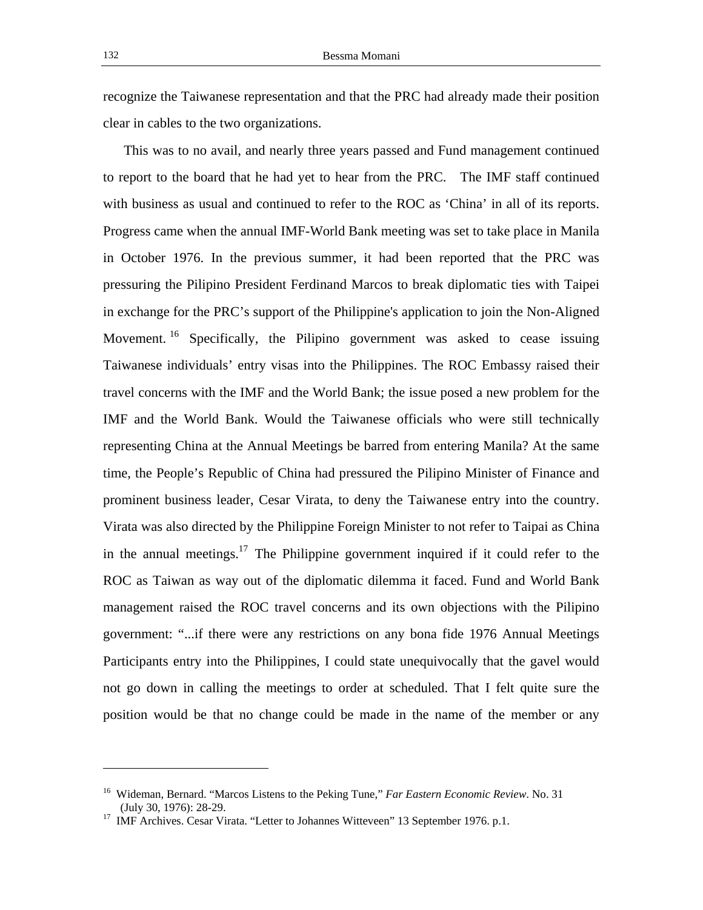recognize the Taiwanese representation and that the PRC had already made their position clear in cables to the two organizations.

This was to no avail, and nearly three years passed and Fund management continued to report to the board that he had yet to hear from the PRC. The IMF staff continued with business as usual and continued to refer to the ROC as 'China' in all of its reports. Progress came when the annual IMF-World Bank meeting was set to take place in Manila in October 1976. In the previous summer, it had been reported that the PRC was pressuring the Pilipino President Ferdinand Marcos to break diplomatic ties with Taipei in exchange for the PRC's support of the Philippine's application to join the Non-Aligned Movement.[16] Specifically, the Pilipino government was asked to cease issuing Taiwanese individuals' entry visas into the Philippines. The ROC Embassy raised their travel concerns with the IMF and the World Bank; the issue posed a new problem for the IMF and the World Bank. Would the Taiwanese officials who were still technically representing China at the Annual Meetings be barred from entering Manila? At the same time, the People's Republic of China had pressured the Pilipino Minister of Finance and prominent business leader, Cesar Virata, to deny the Taiwanese entry into the country. Virata was also directed by the Philippine Foreign Minister to not refer to Taipai as China in the annual meetings.[17] The Philippine government inquired if it could refer to the ROC as Taiwan as way out of the diplomatic dilemma it faced. Fund and World Bank management raised the ROC travel concerns and its own objections with the Pilipino government: "...if there were any restrictions on any bona fide 1976 Annual Meetings Participants entry into the Philippines, I could state unequivocally that the gavel would not go down in calling the meetings to order at scheduled. That I felt quite sure the position would be that no change could be made in the name of the member or any

---

[16] Wideman, Bernard. "Marcos Listens to the Peking Tune," *Far Eastern Economic Review*. No. 31 (July 30, 1976): 28-29.

[17] IMF Archives. Cesar Virata. "Letter to Johannes Witteveen" 13 September 1976. p.1.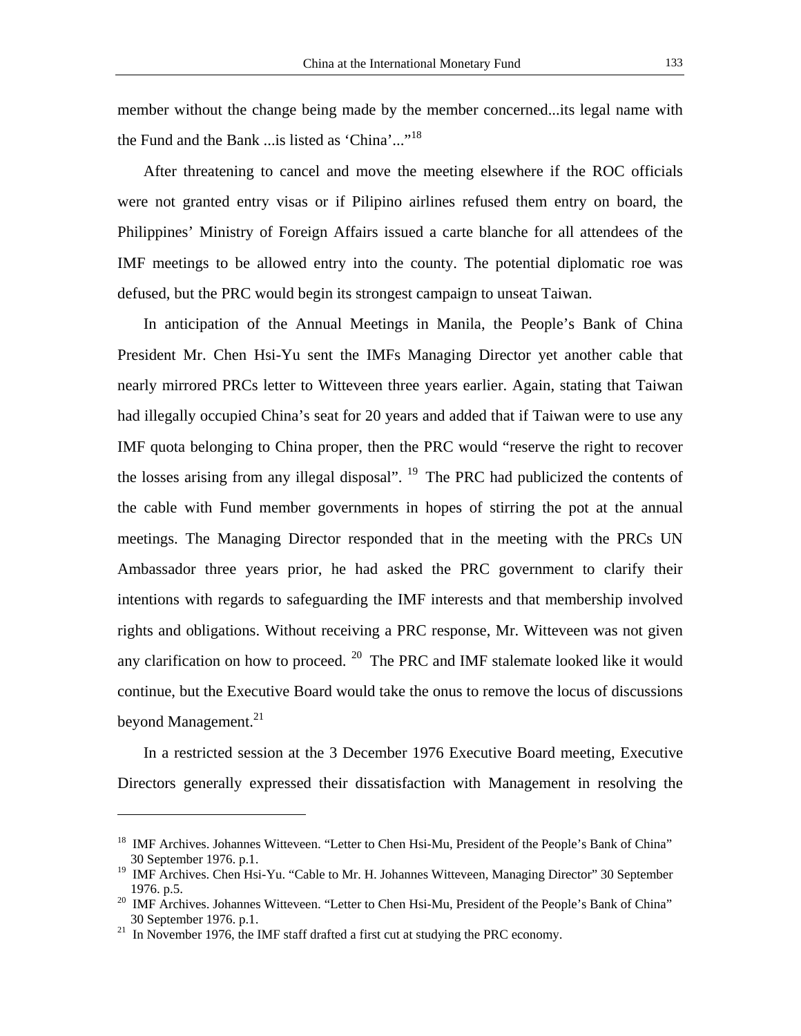member without the change being made by the member concerned...its legal name with the Fund and the Bank ...is listed as 'China'..."[18]

After threatening to cancel and move the meeting elsewhere if the ROC officials were not granted entry visas or if Pilipino airlines refused them entry on board, the Philippines' Ministry of Foreign Affairs issued a carte blanche for all attendees of the IMF meetings to be allowed entry into the county. The potential diplomatic roe was defused, but the PRC would begin its strongest campaign to unseat Taiwan.

In anticipation of the Annual Meetings in Manila, the People's Bank of China President Mr. Chen Hsi-Yu sent the IMFs Managing Director yet another cable that nearly mirrored PRCs letter to Witteveen three years earlier. Again, stating that Taiwan had illegally occupied China's seat for 20 years and added that if Taiwan were to use any IMF quota belonging to China proper, then the PRC would "reserve the right to recover the losses arising from any illegal disposal". [19] The PRC had publicized the contents of the cable with Fund member governments in hopes of stirring the pot at the annual meetings. The Managing Director responded that in the meeting with the PRCs UN Ambassador three years prior, he had asked the PRC government to clarify their intentions with regards to safeguarding the IMF interests and that membership involved rights and obligations. Without receiving a PRC response, Mr. Witteveen was not given any clarification on how to proceed. [20] The PRC and IMF stalemate looked like it would continue, but the Executive Board would take the onus to remove the locus of discussions beyond Management.[21]

In a restricted session at the 3 December 1976 Executive Board meeting, Executive Directors generally expressed their dissatisfaction with Management in resolving the

---

[18] IMF Archives. Johannes Witteveen. "Letter to Chen Hsi-Mu, President of the People's Bank of China" 30 September 1976. p.1.

[19] IMF Archives. Chen Hsi-Yu. "Cable to Mr. H. Johannes Witteveen, Managing Director" 30 September 1976. p.5.

[20] IMF Archives. Johannes Witteveen. "Letter to Chen Hsi-Mu, President of the People's Bank of China" 30 September 1976. p.1.

[21] In November 1976, the IMF staff drafted a first cut at studying the PRC economy.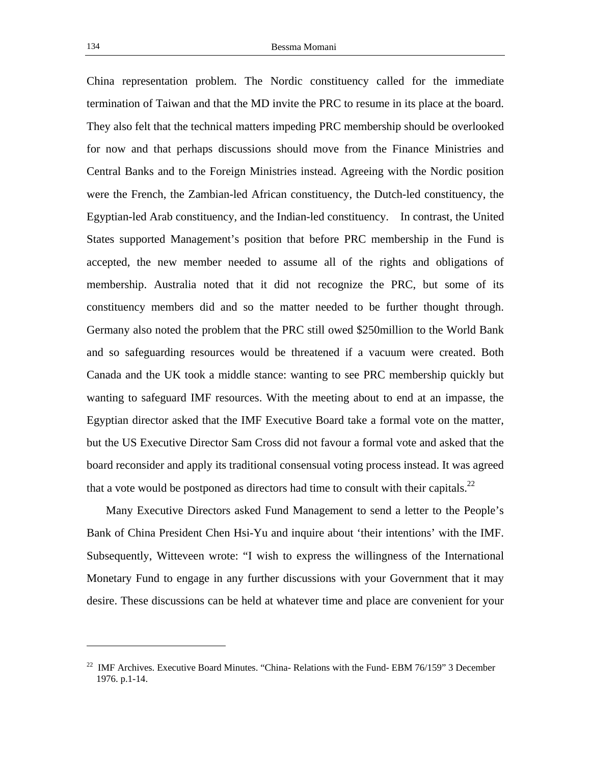China representation problem. The Nordic constituency called for the immediate termination of Taiwan and that the MD invite the PRC to resume in its place at the board. They also felt that the technical matters impeding PRC membership should be overlooked for now and that perhaps discussions should move from the Finance Ministries and Central Banks and to the Foreign Ministries instead. Agreeing with the Nordic position were the French, the Zambian-led African constituency, the Dutch-led constituency, the Egyptian-led Arab constituency, and the Indian-led constituency. In contrast, the United States supported Management's position that before PRC membership in the Fund is accepted, the new member needed to assume all of the rights and obligations of membership. Australia noted that it did not recognize the PRC, but some of its constituency members did and so the matter needed to be further thought through. Germany also noted the problem that the PRC still owed $250million to the World Bank and so safeguarding resources would be threatened if a vacuum were created. Both Canada and the UK took a middle stance: wanting to see PRC membership quickly but wanting to safeguard IMF resources. With the meeting about to end at an impasse, the Egyptian director asked that the IMF Executive Board take a formal vote on the matter, but the US Executive Director Sam Cross did not favour a formal vote and asked that the board reconsider and apply its traditional consensual voting process instead. It was agreed that a vote would be postponed as directors had time to consult with their capitals.[22]

Many Executive Directors asked Fund Management to send a letter to the People's Bank of China President Chen Hsi-Yu and inquire about 'their intentions' with the IMF. Subsequently, Witteveen wrote: "I wish to express the willingness of the International Monetary Fund to engage in any further discussions with your Government that it may desire. These discussions can be held at whatever time and place are convenient for your

---

[22] IMF Archives. Executive Board Minutes. "China- Relations with the Fund- EBM 76/159" 3 December 1976. p.1-14.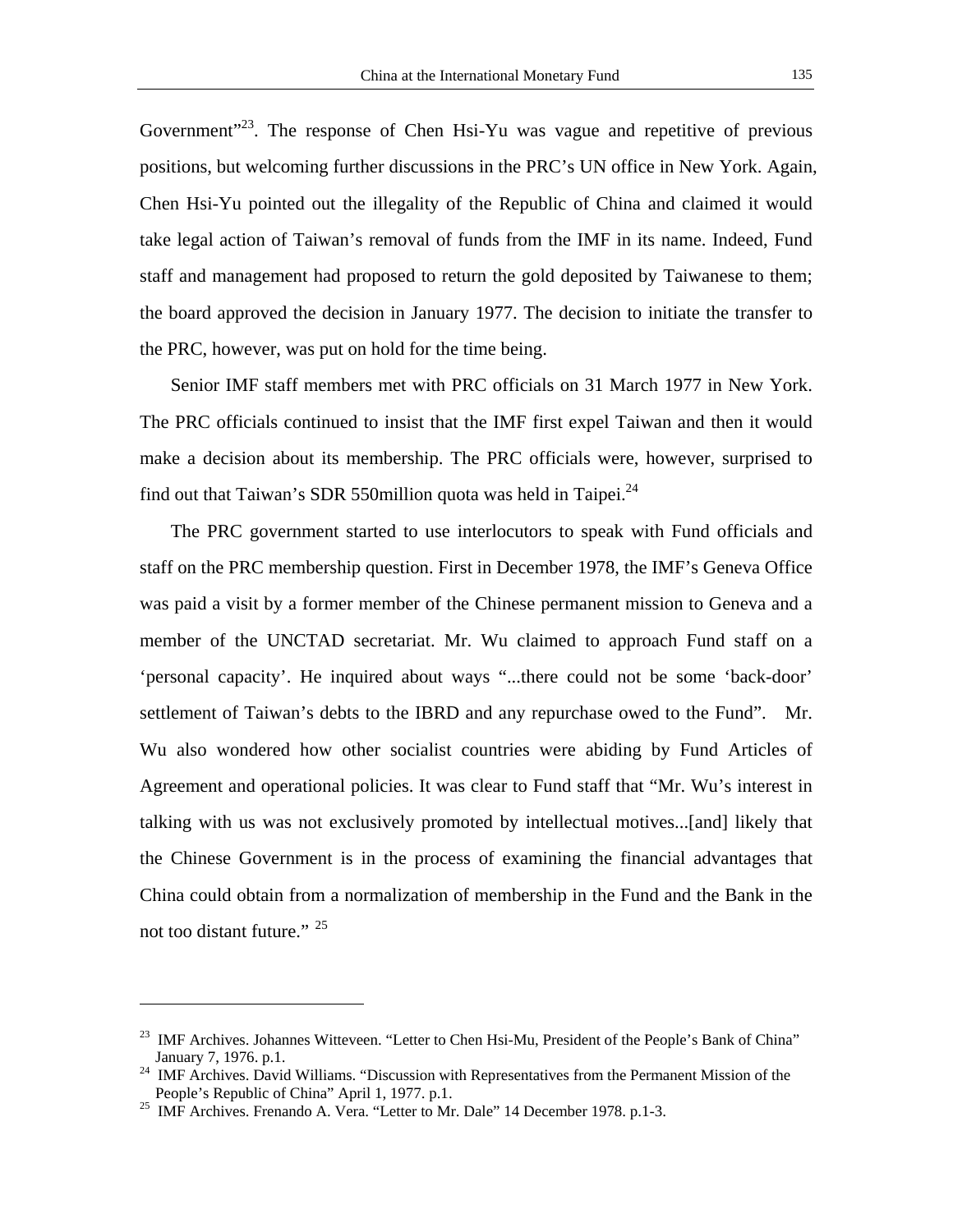Government"[23]. The response of Chen Hsi-Yu was vague and repetitive of previous positions, but welcoming further discussions in the PRC's UN office in New York. Again, Chen Hsi-Yu pointed out the illegality of the Republic of China and claimed it would take legal action of Taiwan's removal of funds from the IMF in its name. Indeed, Fund staff and management had proposed to return the gold deposited by Taiwanese to them; the board approved the decision in January 1977. The decision to initiate the transfer to the PRC, however, was put on hold for the time being.

Senior IMF staff members met with PRC officials on 31 March 1977 in New York. The PRC officials continued to insist that the IMF first expel Taiwan and then it would make a decision about its membership. The PRC officials were, however, surprised to find out that Taiwan's SDR 550million quota was held in Taipei.[24]

The PRC government started to use interlocutors to speak with Fund officials and staff on the PRC membership question. First in December 1978, the IMF's Geneva Office was paid a visit by a former member of the Chinese permanent mission to Geneva and a member of the UNCTAD secretariat. Mr. Wu claimed to approach Fund staff on a 'personal capacity'. He inquired about ways "...there could not be some 'back-door' settlement of Taiwan's debts to the IBRD and any repurchase owed to the Fund". Mr. Wu also wondered how other socialist countries were abiding by Fund Articles of Agreement and operational policies. It was clear to Fund staff that "Mr. Wu's interest in talking with us was not exclusively promoted by intellectual motives...[and] likely that the Chinese Government is in the process of examining the financial advantages that China could obtain from a normalization of membership in the Fund and the Bank in the not too distant future." [25]

---

[23] IMF Archives. Johannes Witteveen. "Letter to Chen Hsi-Mu, President of the People's Bank of China" January 7, 1976. p.1.

[24] IMF Archives. David Williams. "Discussion with Representatives from the Permanent Mission of the People's Republic of China" April 1, 1977. p.1.

[25] IMF Archives. Frenando A. Vera. "Letter to Mr. Dale" 14 December 1978. p.1-3.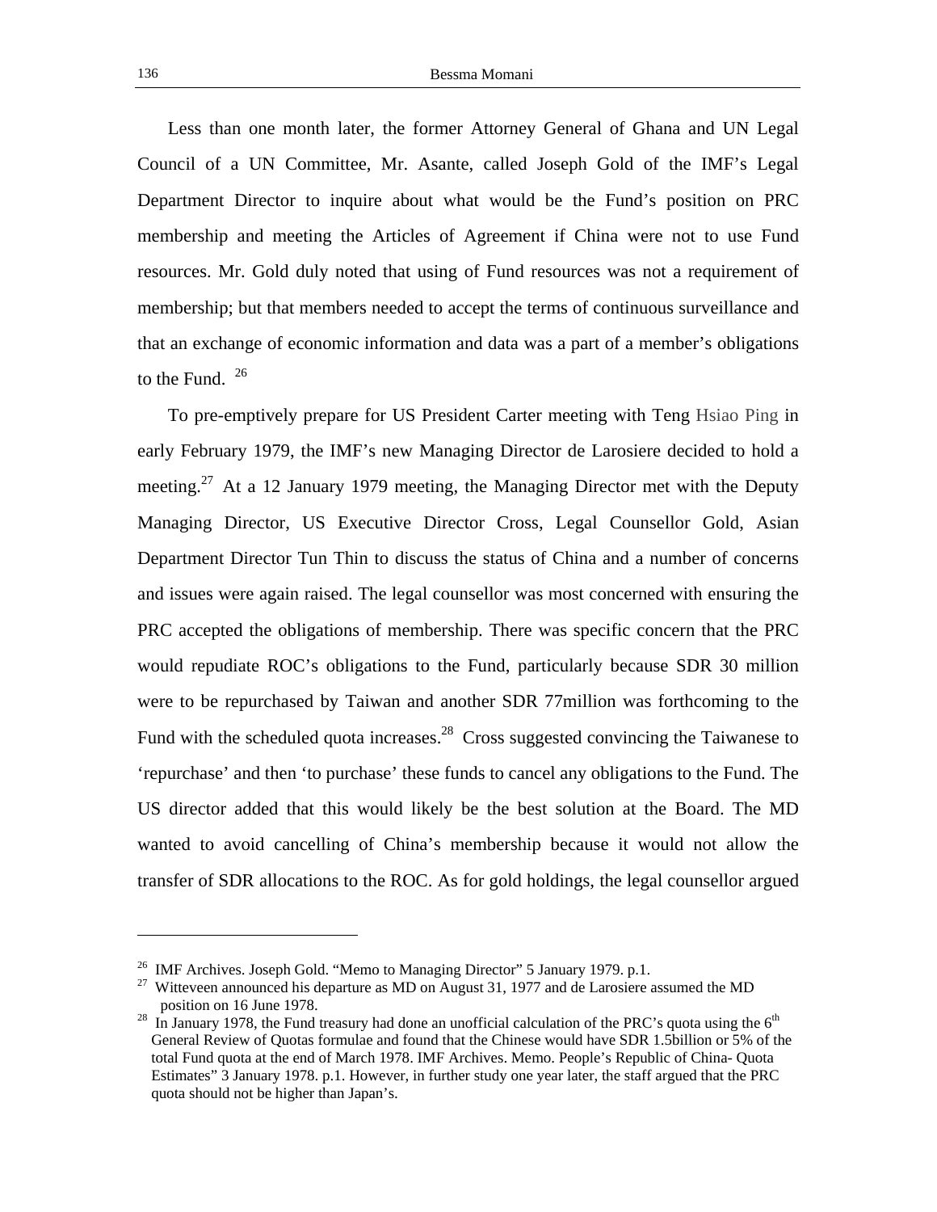Less than one month later, the former Attorney General of Ghana and UN Legal Council of a UN Committee, Mr. Asante, called Joseph Gold of the IMF's Legal Department Director to inquire about what would be the Fund's position on PRC membership and meeting the Articles of Agreement if China were not to use Fund resources. Mr. Gold duly noted that using of Fund resources was not a requirement of membership; but that members needed to accept the terms of continuous surveillance and that an exchange of economic information and data was a part of a member's obligations to the Fund. [26]

To pre-emptively prepare for US President Carter meeting with Teng Hsiao Ping in early February 1979, the IMF's new Managing Director de Larosiere decided to hold a meeting.[27] At a 12 January 1979 meeting, the Managing Director met with the Deputy Managing Director, US Executive Director Cross, Legal Counsellor Gold, Asian Department Director Tun Thin to discuss the status of China and a number of concerns and issues were again raised. The legal counsellor was most concerned with ensuring the PRC accepted the obligations of membership. There was specific concern that the PRC would repudiate ROC's obligations to the Fund, particularly because SDR 30 million were to be repurchased by Taiwan and another SDR 77million was forthcoming to the Fund with the scheduled quota increases.[28] Cross suggested convincing the Taiwanese to 'repurchase' and then 'to purchase' these funds to cancel any obligations to the Fund. The US director added that this would likely be the best solution at the Board. The MD wanted to avoid cancelling of China's membership because it would not allow the transfer of SDR allocations to the ROC. As for gold holdings, the legal counsellor argued

---

[26] IMF Archives. Joseph Gold. "Memo to Managing Director" 5 January 1979. p.1.

[27] Witteveen announced his departure as MD on August 31, 1977 and de Larosiere assumed the MD position on 16 June 1978.

[28] In January 1978, the Fund treasury had done an unofficial calculation of the PRC's quota using the 6th General Review of Quotas formulae and found that the Chinese would have SDR 1.5billion or 5% of the total Fund quota at the end of March 1978. IMF Archives. Memo. People's Republic of China- Quota Estimates" 3 January 1978. p.1. However, in further study one year later, the staff argued that the PRC quota should not be higher than Japan's.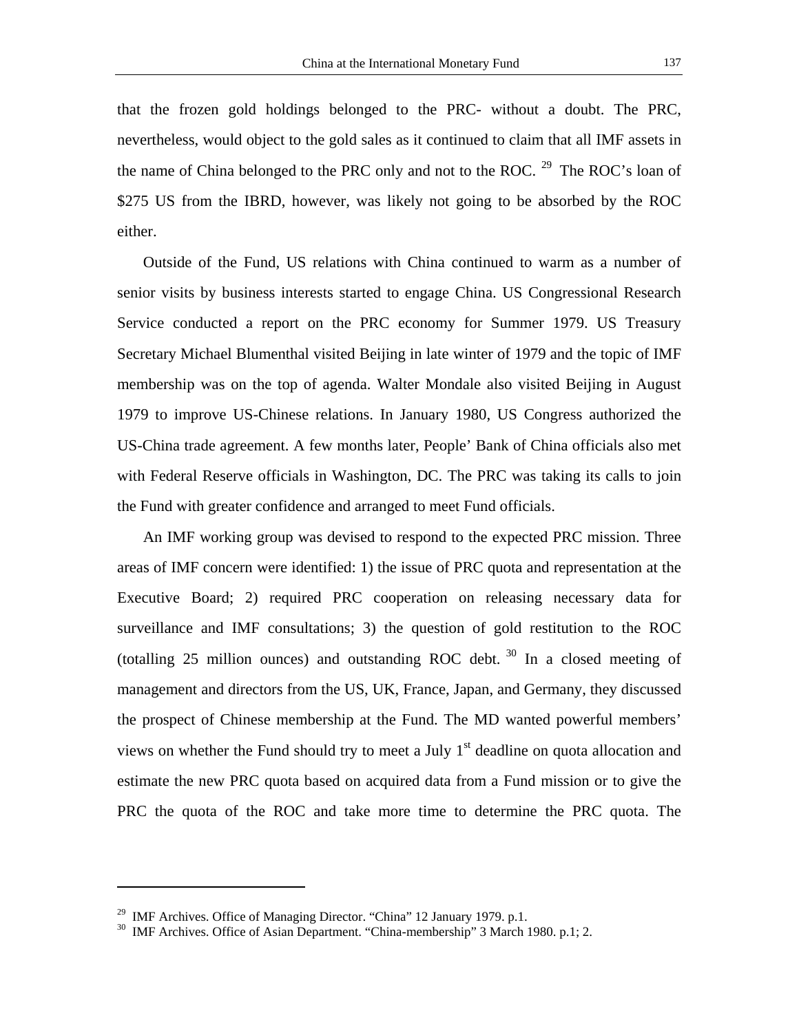that the frozen gold holdings belonged to the PRC- without a doubt. The PRC, nevertheless, would object to the gold sales as it continued to claim that all IMF assets in the name of China belonged to the PRC only and not to the ROC. [29] The ROC's loan of $275 US from the IBRD, however, was likely not going to be absorbed by the ROC either.

Outside of the Fund, US relations with China continued to warm as a number of senior visits by business interests started to engage China. US Congressional Research Service conducted a report on the PRC economy for Summer 1979. US Treasury Secretary Michael Blumenthal visited Beijing in late winter of 1979 and the topic of IMF membership was on the top of agenda. Walter Mondale also visited Beijing in August 1979 to improve US-Chinese relations. In January 1980, US Congress authorized the US-China trade agreement. A few months later, People' Bank of China officials also met with Federal Reserve officials in Washington, DC. The PRC was taking its calls to join the Fund with greater confidence and arranged to meet Fund officials.

An IMF working group was devised to respond to the expected PRC mission. Three areas of IMF concern were identified: 1) the issue of PRC quota and representation at the Executive Board; 2) required PRC cooperation on releasing necessary data for surveillance and IMF consultations; 3) the question of gold restitution to the ROC (totalling 25 million ounces) and outstanding ROC debt. [30] In a closed meeting of management and directors from the US, UK, France, Japan, and Germany, they discussed the prospect of Chinese membership at the Fund. The MD wanted powerful members' views on whether the Fund should try to meet a July 1st deadline on quota allocation and estimate the new PRC quota based on acquired data from a Fund mission or to give the PRC the quota of the ROC and take more time to determine the PRC quota. The

---

[29] IMF Archives. Office of Managing Director. "China" 12 January 1979. p.1.

[30] IMF Archives. Office of Asian Department. "China-membership" 3 March 1980. p.1; 2.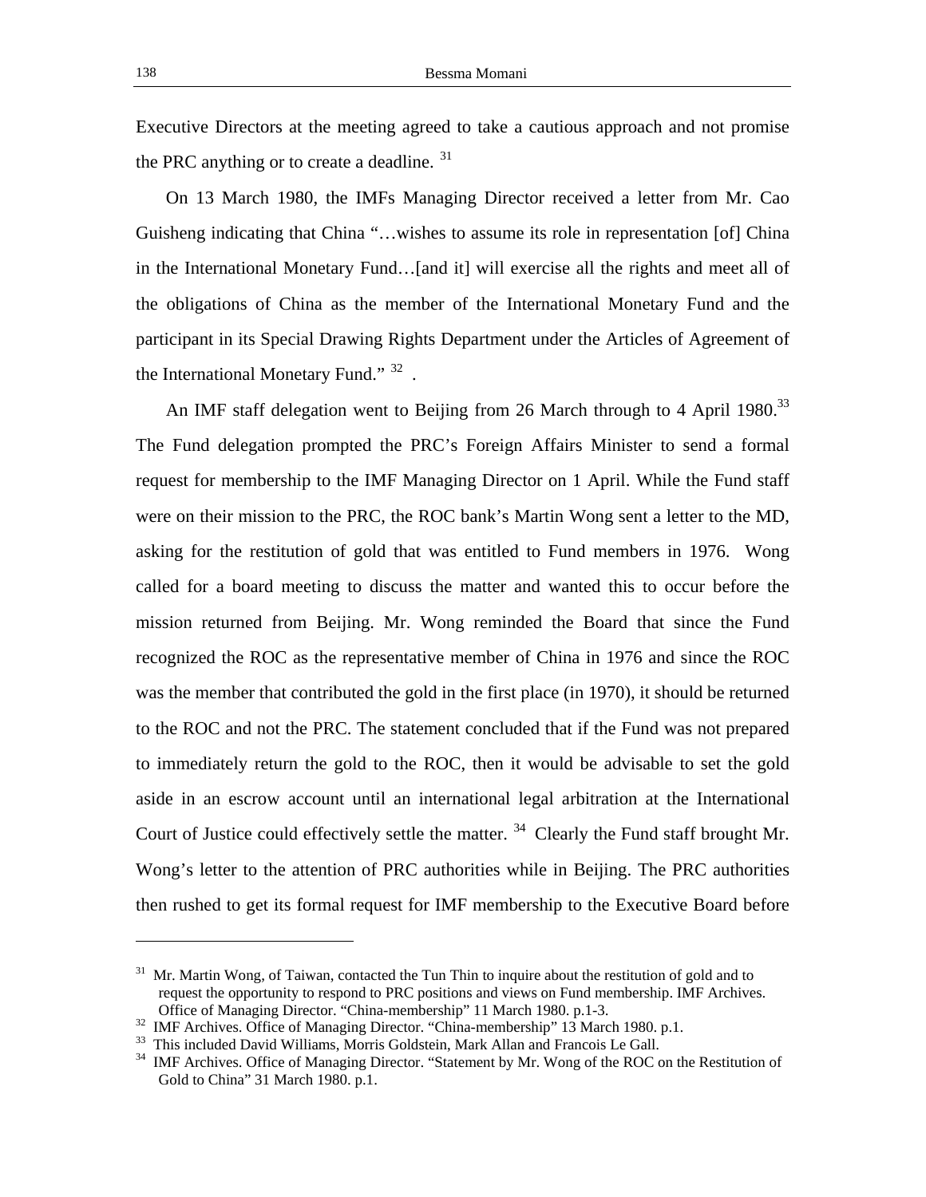Executive Directors at the meeting agreed to take a cautious approach and not promise the PRC anything or to create a deadline. [31]

On 13 March 1980, the IMFs Managing Director received a letter from Mr. Cao Guisheng indicating that China "…wishes to assume its role in representation [of] China in the International Monetary Fund…[and it] will exercise all the rights and meet all of the obligations of China as the member of the International Monetary Fund and the participant in its Special Drawing Rights Department under the Articles of Agreement of the International Monetary Fund." [32] .

An IMF staff delegation went to Beijing from 26 March through to 4 April 1980.[33] The Fund delegation prompted the PRC's Foreign Affairs Minister to send a formal request for membership to the IMF Managing Director on 1 April. While the Fund staff were on their mission to the PRC, the ROC bank's Martin Wong sent a letter to the MD, asking for the restitution of gold that was entitled to Fund members in 1976. Wong called for a board meeting to discuss the matter and wanted this to occur before the mission returned from Beijing. Mr. Wong reminded the Board that since the Fund recognized the ROC as the representative member of China in 1976 and since the ROC was the member that contributed the gold in the first place (in 1970), it should be returned to the ROC and not the PRC. The statement concluded that if the Fund was not prepared to immediately return the gold to the ROC, then it would be advisable to set the gold aside in an escrow account until an international legal arbitration at the International Court of Justice could effectively settle the matter. [34] Clearly the Fund staff brought Mr. Wong's letter to the attention of PRC authorities while in Beijing. The PRC authorities then rushed to get its formal request for IMF membership to the Executive Board before

---

[31] Mr. Martin Wong, of Taiwan, contacted the Tun Thin to inquire about the restitution of gold and to request the opportunity to respond to PRC positions and views on Fund membership. IMF Archives. Office of Managing Director. "China-membership" 11 March 1980. p.1-3.

[32] IMF Archives. Office of Managing Director. "China-membership" 13 March 1980. p.1.

[33] This included David Williams, Morris Goldstein, Mark Allan and Francois Le Gall.

[34] IMF Archives. Office of Managing Director. "Statement by Mr. Wong of the ROC on the Restitution of Gold to China" 31 March 1980. p.1.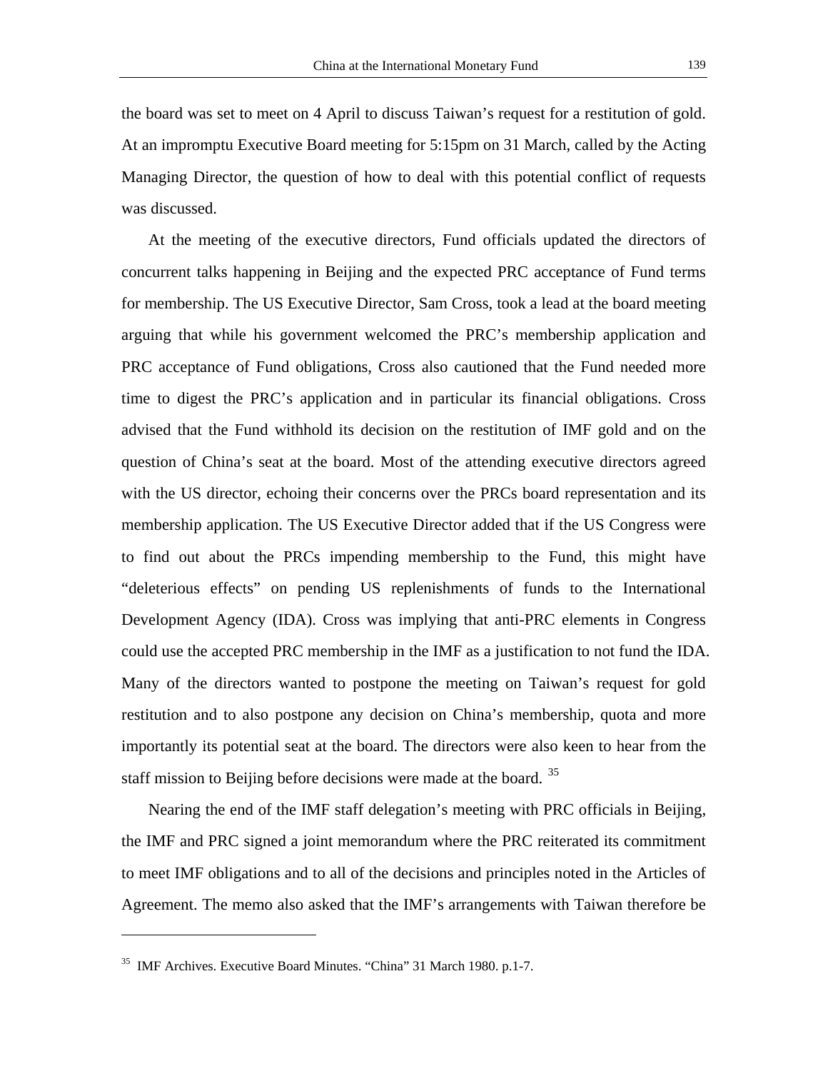the board was set to meet on 4 April to discuss Taiwan's request for a restitution of gold. At an impromptu Executive Board meeting for 5:15pm on 31 March, called by the Acting Managing Director, the question of how to deal with this potential conflict of requests was discussed.

At the meeting of the executive directors, Fund officials updated the directors of concurrent talks happening in Beijing and the expected PRC acceptance of Fund terms for membership. The US Executive Director, Sam Cross, took a lead at the board meeting arguing that while his government welcomed the PRC's membership application and PRC acceptance of Fund obligations, Cross also cautioned that the Fund needed more time to digest the PRC's application and in particular its financial obligations. Cross advised that the Fund withhold its decision on the restitution of IMF gold and on the question of China's seat at the board. Most of the attending executive directors agreed with the US director, echoing their concerns over the PRCs board representation and its membership application. The US Executive Director added that if the US Congress were to find out about the PRCs impending membership to the Fund, this might have "deleterious effects" on pending US replenishments of funds to the International Development Agency (IDA). Cross was implying that anti-PRC elements in Congress could use the accepted PRC membership in the IMF as a justification to not fund the IDA. Many of the directors wanted to postpone the meeting on Taiwan's request for gold restitution and to also postpone any decision on China's membership, quota and more importantly its potential seat at the board. The directors were also keen to hear from the staff mission to Beijing before decisions were made at the board. [35]

Nearing the end of the IMF staff delegation's meeting with PRC officials in Beijing, the IMF and PRC signed a joint memorandum where the PRC reiterated its commitment to meet IMF obligations and to all of the decisions and principles noted in the Articles of Agreement. The memo also asked that the IMF's arrangements with Taiwan therefore be

---

[35] IMF Archives. Executive Board Minutes. "China" 31 March 1980. p.1-7.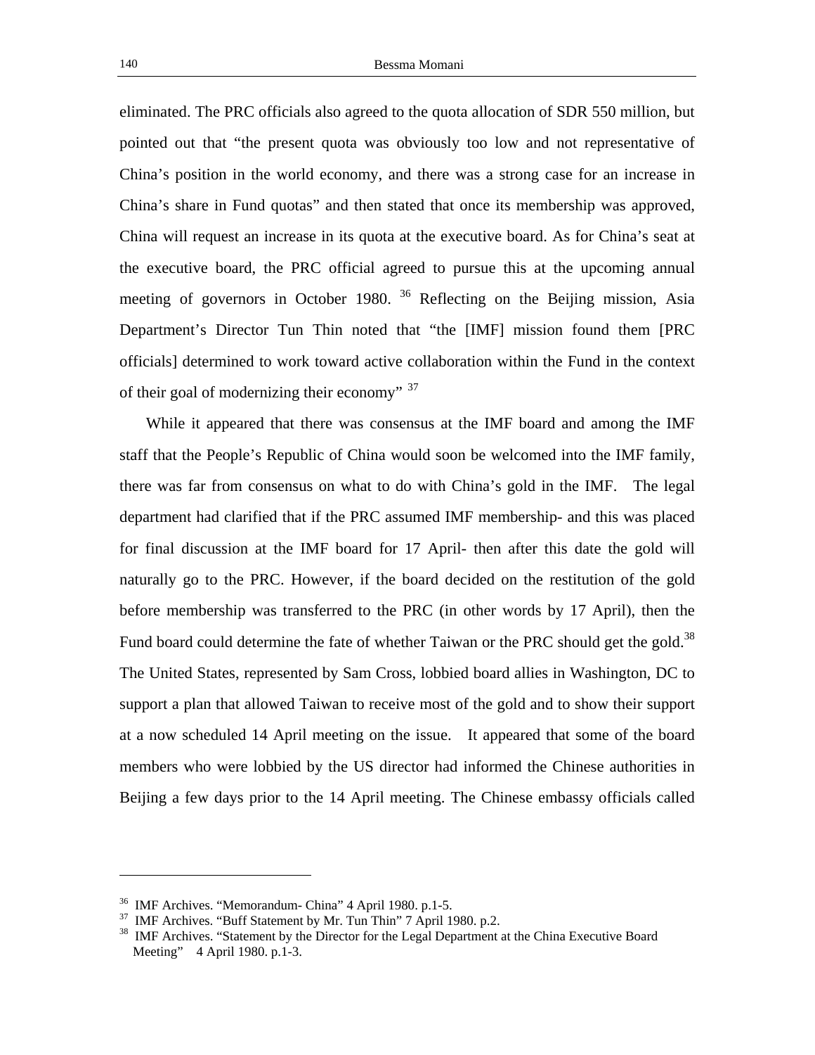eliminated. The PRC officials also agreed to the quota allocation of SDR 550 million, but pointed out that "the present quota was obviously too low and not representative of China's position in the world economy, and there was a strong case for an increase in China's share in Fund quotas" and then stated that once its membership was approved, China will request an increase in its quota at the executive board. As for China's seat at the executive board, the PRC official agreed to pursue this at the upcoming annual meeting of governors in October 1980. [36] Reflecting on the Beijing mission, Asia Department's Director Tun Thin noted that "the [IMF] mission found them [PRC officials] determined to work toward active collaboration within the Fund in the context of their goal of modernizing their economy" [37]

While it appeared that there was consensus at the IMF board and among the IMF staff that the People's Republic of China would soon be welcomed into the IMF family, there was far from consensus on what to do with China's gold in the IMF. The legal department had clarified that if the PRC assumed IMF membership- and this was placed for final discussion at the IMF board for 17 April- then after this date the gold will naturally go to the PRC. However, if the board decided on the restitution of the gold before membership was transferred to the PRC (in other words by 17 April), then the Fund board could determine the fate of whether Taiwan or the PRC should get the gold.[38] The United States, represented by Sam Cross, lobbied board allies in Washington, DC to support a plan that allowed Taiwan to receive most of the gold and to show their support at a now scheduled 14 April meeting on the issue. It appeared that some of the board members who were lobbied by the US director had informed the Chinese authorities in Beijing a few days prior to the 14 April meeting. The Chinese embassy officials called

---

[36] IMF Archives. "Memorandum- China" 4 April 1980. p.1-5.

[37] IMF Archives. "Buff Statement by Mr. Tun Thin" 7 April 1980. p.2.

[38] IMF Archives. "Statement by the Director for the Legal Department at the China Executive Board Meeting" 4 April 1980. p.1-3.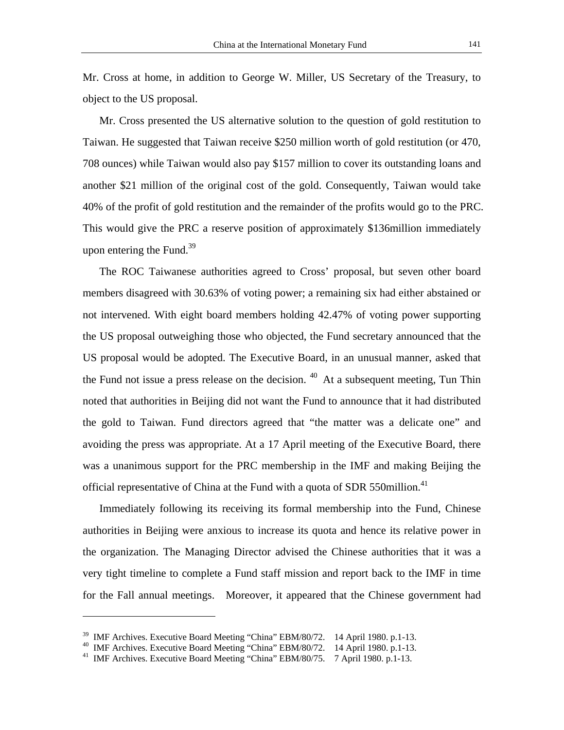Mr. Cross at home, in addition to George W. Miller, US Secretary of the Treasury, to object to the US proposal.

Mr. Cross presented the US alternative solution to the question of gold restitution to Taiwan. He suggested that Taiwan receive $250 million worth of gold restitution (or 470, 708 ounces) while Taiwan would also pay $157 million to cover its outstanding loans and another $21 million of the original cost of the gold. Consequently, Taiwan would take 40% of the profit of gold restitution and the remainder of the profits would go to the PRC. This would give the PRC a reserve position of approximately $136million immediately upon entering the Fund.[39]

The ROC Taiwanese authorities agreed to Cross' proposal, but seven other board members disagreed with 30.63% of voting power; a remaining six had either abstained or not intervened. With eight board members holding 42.47% of voting power supporting the US proposal outweighing those who objected, the Fund secretary announced that the US proposal would be adopted. The Executive Board, in an unusual manner, asked that the Fund not issue a press release on the decision. [40] At a subsequent meeting, Tun Thin noted that authorities in Beijing did not want the Fund to announce that it had distributed the gold to Taiwan. Fund directors agreed that "the matter was a delicate one" and avoiding the press was appropriate. At a 17 April meeting of the Executive Board, there was a unanimous support for the PRC membership in the IMF and making Beijing the official representative of China at the Fund with a quota of SDR 550million.[41]

Immediately following its receiving its formal membership into the Fund, Chinese authorities in Beijing were anxious to increase its quota and hence its relative power in the organization. The Managing Director advised the Chinese authorities that it was a very tight timeline to complete a Fund staff mission and report back to the IMF in time for the Fall annual meetings. Moreover, it appeared that the Chinese government had

---

[39] IMF Archives. Executive Board Meeting "China" EBM/80/72. 14 April 1980. p.1-13.

[40] IMF Archives. Executive Board Meeting "China" EBM/80/72. 14 April 1980. p.1-13.

[41] IMF Archives. Executive Board Meeting "China" EBM/80/75. 7 April 1980. p.1-13.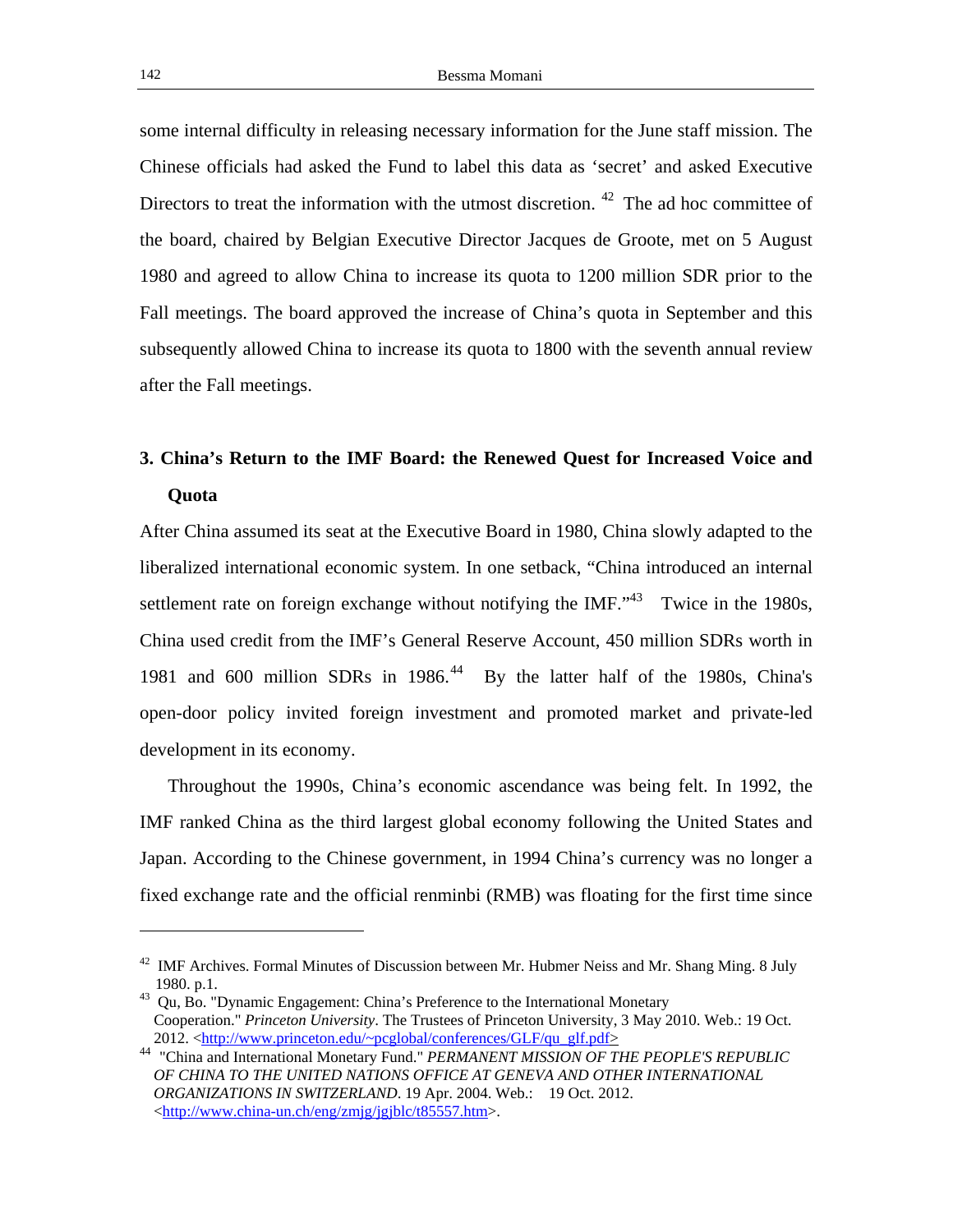some internal difficulty in releasing necessary information for the June staff mission. The Chinese officials had asked the Fund to label this data as 'secret' and asked Executive Directors to treat the information with the utmost discretion. [42] The ad hoc committee of the board, chaired by Belgian Executive Director Jacques de Groote, met on 5 August 1980 and agreed to allow China to increase its quota to 1200 million SDR prior to the Fall meetings. The board approved the increase of China's quota in September and this subsequently allowed China to increase its quota to 1800 with the seventh annual review after the Fall meetings.

## 3. China's Return to the IMF Board: the Renewed Quest for Increased Voice and Quota

After China assumed its seat at the Executive Board in 1980, China slowly adapted to the liberalized international economic system. In one setback, "China introduced an internal settlement rate on foreign exchange without notifying the IMF."[43] Twice in the 1980s, China used credit from the IMF's General Reserve Account, 450 million SDRs worth in 1981 and 600 million SDRs in 1986.[44] By the latter half of the 1980s, China's open-door policy invited foreign investment and promoted market and private-led development in its economy.

Throughout the 1990s, China's economic ascendance was being felt. In 1992, the IMF ranked China as the third largest global economy following the United States and Japan. According to the Chinese government, in 1994 China's currency was no longer a fixed exchange rate and the official renminbi (RMB) was floating for the first time since

---

[42] IMF Archives. Formal Minutes of Discussion between Mr. Hubmer Neiss and Mr. Shang Ming. 8 July 1980. p.1.

[43] Qu, Bo. "Dynamic Engagement: China's Preference to the International Monetary Cooperation." *Princeton University*. The Trustees of Princeton University, 3 May 2010. Web.: 19 Oct. 2012. <http://www.princeton.edu/~pcglobal/conferences/GLF/qu_glf.pdf>

[44] "China and International Monetary Fund." *PERMANENT MISSION OF THE PEOPLE'S REPUBLIC OF CHINA TO THE UNITED NATIONS OFFICE AT GENEVA AND OTHER INTERNATIONAL ORGANIZATIONS IN SWITZERLAND*. 19 Apr. 2004. Web.: 19 Oct. 2012. <http://www.china-un.ch/eng/zmjg/jgjblc/t85557.htm>.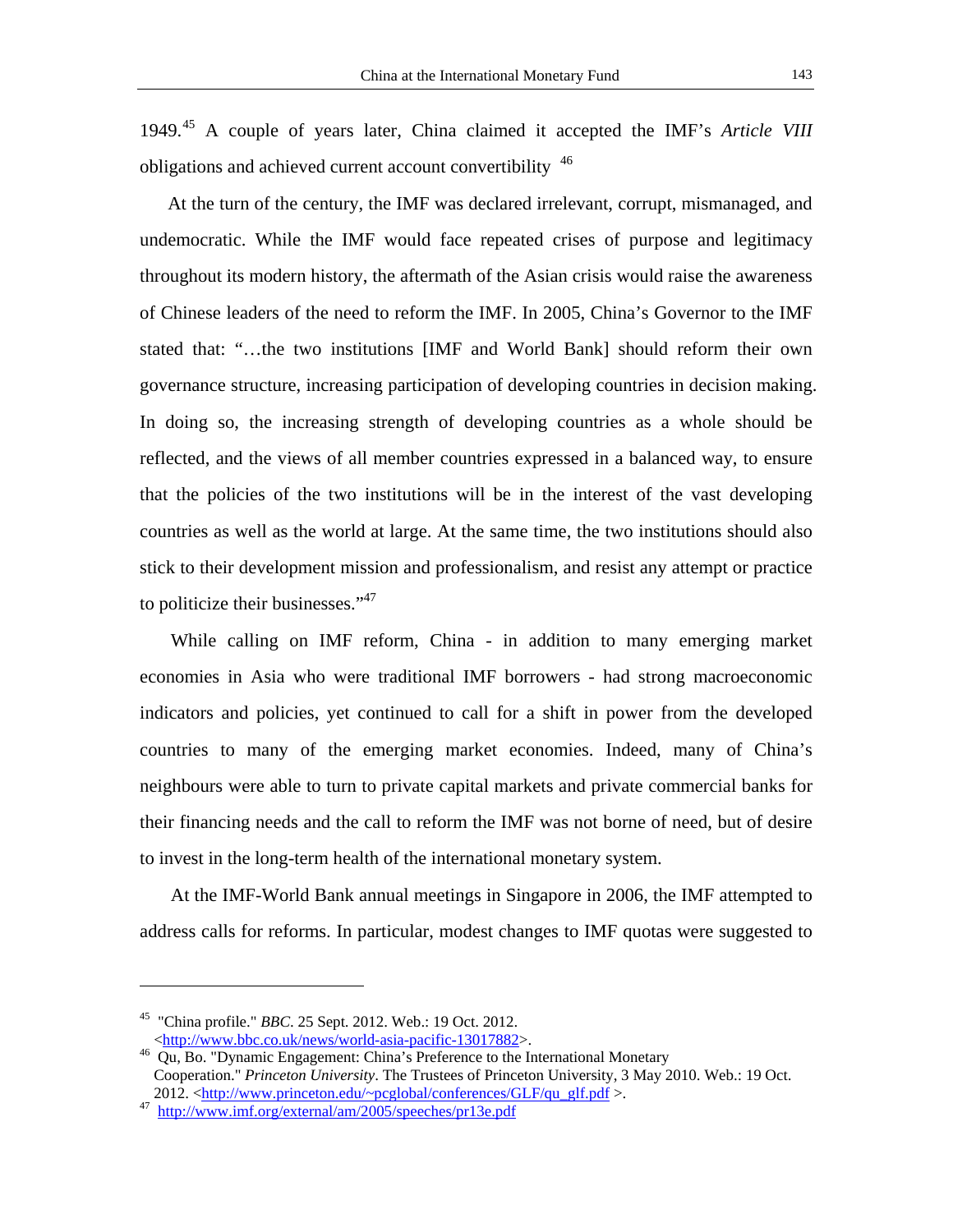1949.[45] A couple of years later, China claimed it accepted the IMF's *Article VIII* obligations and achieved current account convertibility [46]

At the turn of the century, the IMF was declared irrelevant, corrupt, mismanaged, and undemocratic. While the IMF would face repeated crises of purpose and legitimacy throughout its modern history, the aftermath of the Asian crisis would raise the awareness of Chinese leaders of the need to reform the IMF. In 2005, China's Governor to the IMF stated that: "…the two institutions [IMF and World Bank] should reform their own governance structure, increasing participation of developing countries in decision making. In doing so, the increasing strength of developing countries as a whole should be reflected, and the views of all member countries expressed in a balanced way, to ensure that the policies of the two institutions will be in the interest of the vast developing countries as well as the world at large. At the same time, the two institutions should also stick to their development mission and professionalism, and resist any attempt or practice to politicize their businesses."[47]

While calling on IMF reform, China - in addition to many emerging market economies in Asia who were traditional IMF borrowers - had strong macroeconomic indicators and policies, yet continued to call for a shift in power from the developed countries to many of the emerging market economies. Indeed, many of China's neighbours were able to turn to private capital markets and private commercial banks for their financing needs and the call to reform the IMF was not borne of need, but of desire to invest in the long-term health of the international monetary system.

At the IMF-World Bank annual meetings in Singapore in 2006, the IMF attempted to address calls for reforms. In particular, modest changes to IMF quotas were suggested to

---

[45] "China profile." *BBC*. 25 Sept. 2012. Web.: 19 Oct. 2012. <http://www.bbc.co.uk/news/world-asia-pacific-13017882>.

[46] Qu, Bo. "Dynamic Engagement: China's Preference to the International Monetary Cooperation." *Princeton University*. The Trustees of Princeton University, 3 May 2010. Web.: 19 Oct. 2012. <http://www.princeton.edu/~pcglobal/conferences/GLF/qu_glf.pdf >.

[47] http://www.imf.org/external/am/2005/speeches/pr13e.pdf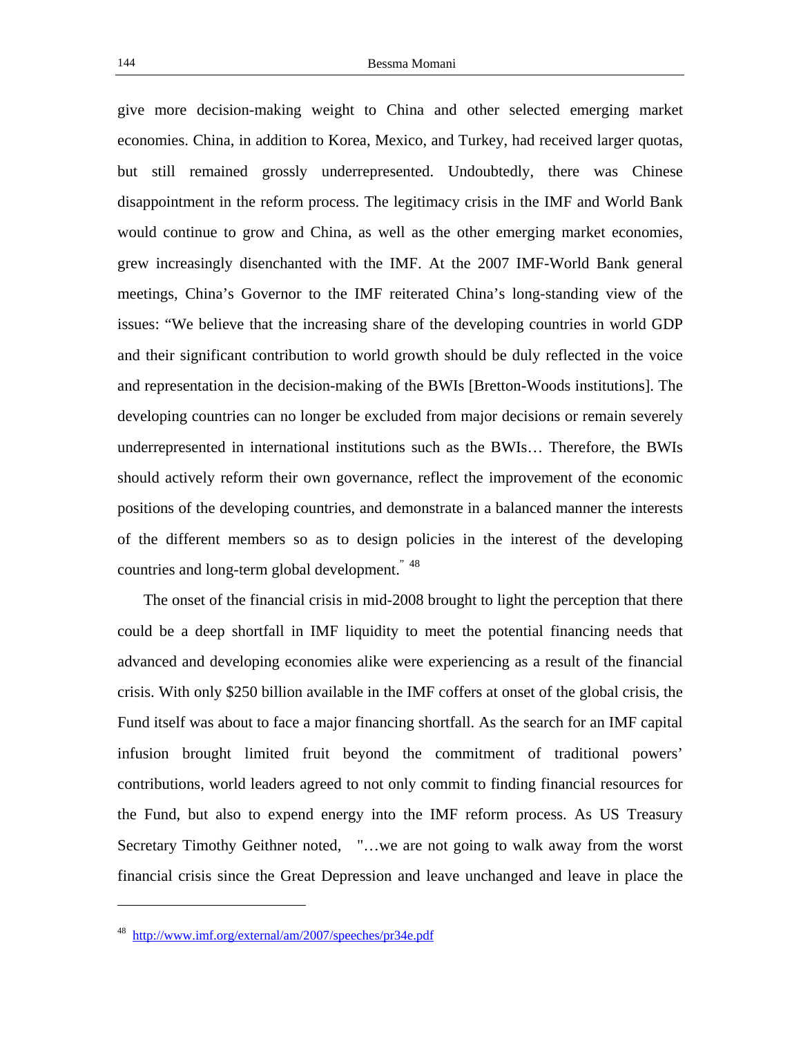give more decision-making weight to China and other selected emerging market economies. China, in addition to Korea, Mexico, and Turkey, had received larger quotas, but still remained grossly underrepresented. Undoubtedly, there was Chinese disappointment in the reform process. The legitimacy crisis in the IMF and World Bank would continue to grow and China, as well as the other emerging market economies, grew increasingly disenchanted with the IMF. At the 2007 IMF-World Bank general meetings, China's Governor to the IMF reiterated China's long-standing view of the issues: "We believe that the increasing share of the developing countries in world GDP and their significant contribution to world growth should be duly reflected in the voice and representation in the decision-making of the BWIs [Bretton-Woods institutions]. The developing countries can no longer be excluded from major decisions or remain severely underrepresented in international institutions such as the BWIs… Therefore, the BWIs should actively reform their own governance, reflect the improvement of the economic positions of the developing countries, and demonstrate in a balanced manner the interests of the different members so as to design policies in the interest of the developing countries and long-term global development." [48]

The onset of the financial crisis in mid-2008 brought to light the perception that there could be a deep shortfall in IMF liquidity to meet the potential financing needs that advanced and developing economies alike were experiencing as a result of the financial crisis. With only $250 billion available in the IMF coffers at onset of the global crisis, the Fund itself was about to face a major financing shortfall. As the search for an IMF capital infusion brought limited fruit beyond the commitment of traditional powers' contributions, world leaders agreed to not only commit to finding financial resources for the Fund, but also to expend energy into the IMF reform process. As US Treasury Secretary Timothy Geithner noted, "…we are not going to walk away from the worst financial crisis since the Great Depression and leave unchanged and leave in place the

---

[48] http://www.imf.org/external/am/2007/speeches/pr34e.pdf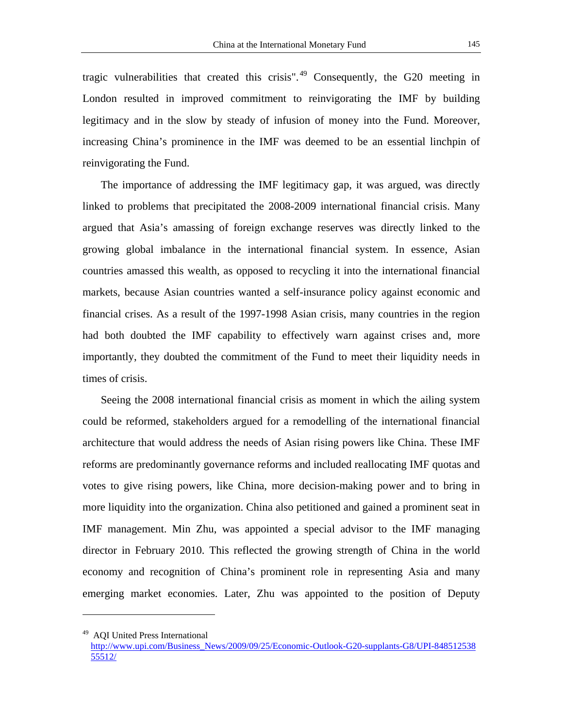tragic vulnerabilities that created this crisis".[49] Consequently, the G20 meeting in London resulted in improved commitment to reinvigorating the IMF by building legitimacy and in the slow by steady of infusion of money into the Fund. Moreover, increasing China's prominence in the IMF was deemed to be an essential linchpin of reinvigorating the Fund.

The importance of addressing the IMF legitimacy gap, it was argued, was directly linked to problems that precipitated the 2008-2009 international financial crisis. Many argued that Asia's amassing of foreign exchange reserves was directly linked to the growing global imbalance in the international financial system. In essence, Asian countries amassed this wealth, as opposed to recycling it into the international financial markets, because Asian countries wanted a self-insurance policy against economic and financial crises. As a result of the 1997-1998 Asian crisis, many countries in the region had both doubted the IMF capability to effectively warn against crises and, more importantly, they doubted the commitment of the Fund to meet their liquidity needs in times of crisis.

Seeing the 2008 international financial crisis as moment in which the ailing system could be reformed, stakeholders argued for a remodelling of the international financial architecture that would address the needs of Asian rising powers like China. These IMF reforms are predominantly governance reforms and included reallocating IMF quotas and votes to give rising powers, like China, more decision-making power and to bring in more liquidity into the organization. China also petitioned and gained a prominent seat in IMF management. Min Zhu, was appointed a special advisor to the IMF managing director in February 2010. This reflected the growing strength of China in the world economy and recognition of China's prominent role in representing Asia and many emerging market economies. Later, Zhu was appointed to the position of Deputy

---

[49] AQI United Press International http://www.upi.com/Business_News/2009/09/25/Economic-Outlook-G20-supplants-G8/UPI-84851253855512/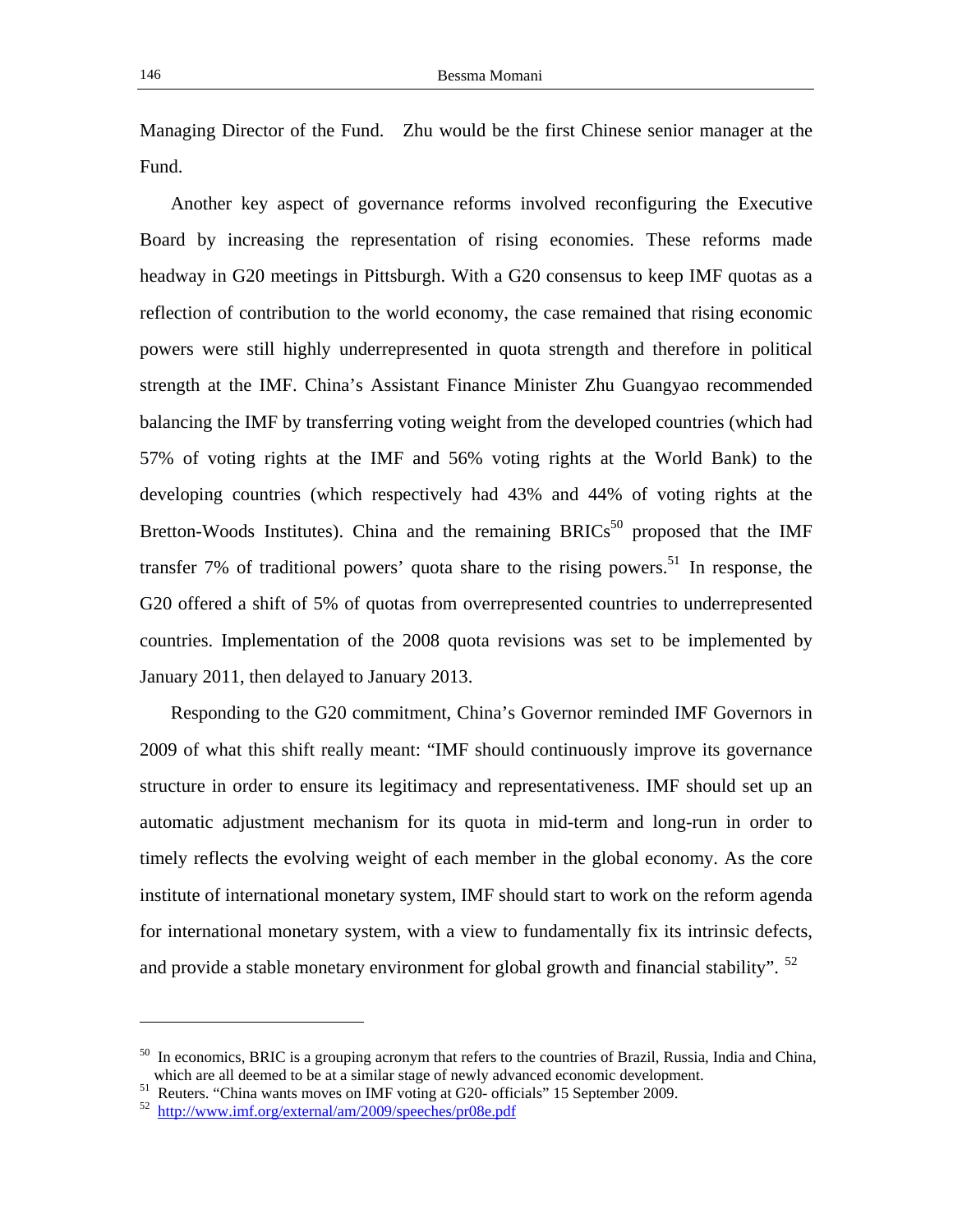Managing Director of the Fund. Zhu would be the first Chinese senior manager at the Fund.

Another key aspect of governance reforms involved reconfiguring the Executive Board by increasing the representation of rising economies. These reforms made headway in G20 meetings in Pittsburgh. With a G20 consensus to keep IMF quotas as a reflection of contribution to the world economy, the case remained that rising economic powers were still highly underrepresented in quota strength and therefore in political strength at the IMF. China's Assistant Finance Minister Zhu Guangyao recommended balancing the IMF by transferring voting weight from the developed countries (which had 57% of voting rights at the IMF and 56% voting rights at the World Bank) to the developing countries (which respectively had 43% and 44% of voting rights at the Bretton-Woods Institutes). China and the remaining BRICs[50] proposed that the IMF transfer 7% of traditional powers' quota share to the rising powers.[51] In response, the G20 offered a shift of 5% of quotas from overrepresented countries to underrepresented countries. Implementation of the 2008 quota revisions was set to be implemented by January 2011, then delayed to January 2013.

Responding to the G20 commitment, China's Governor reminded IMF Governors in 2009 of what this shift really meant: "IMF should continuously improve its governance structure in order to ensure its legitimacy and representativeness. IMF should set up an automatic adjustment mechanism for its quota in mid-term and long-run in order to timely reflects the evolving weight of each member in the global economy. As the core institute of international monetary system, IMF should start to work on the reform agenda for international monetary system, with a view to fundamentally fix its intrinsic defects, and provide a stable monetary environment for global growth and financial stability". [52]

---

[50] In economics, BRIC is a grouping acronym that refers to the countries of Brazil, Russia, India and China, which are all deemed to be at a similar stage of newly advanced economic development.

[51] Reuters. "China wants moves on IMF voting at G20- officials" 15 September 2009.

[52] http://www.imf.org/external/am/2009/speeches/pr08e.pdf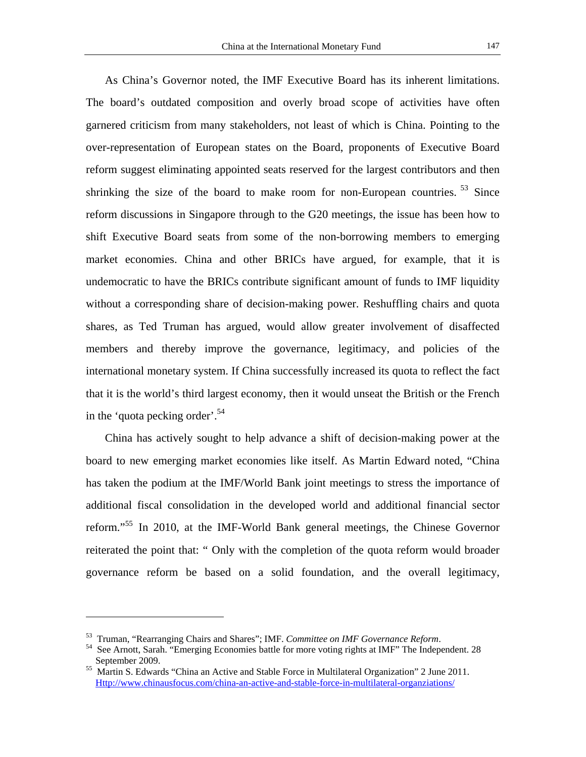As China's Governor noted, the IMF Executive Board has its inherent limitations. The board's outdated composition and overly broad scope of activities have often garnered criticism from many stakeholders, not least of which is China. Pointing to the over-representation of European states on the Board, proponents of Executive Board reform suggest eliminating appointed seats reserved for the largest contributors and then shrinking the size of the board to make room for non-European countries. [53] Since reform discussions in Singapore through to the G20 meetings, the issue has been how to shift Executive Board seats from some of the non-borrowing members to emerging market economies. China and other BRICs have argued, for example, that it is undemocratic to have the BRICs contribute significant amount of funds to IMF liquidity without a corresponding share of decision-making power. Reshuffling chairs and quota shares, as Ted Truman has argued, would allow greater involvement of disaffected members and thereby improve the governance, legitimacy, and policies of the international monetary system. If China successfully increased its quota to reflect the fact that it is the world's third largest economy, then it would unseat the British or the French in the 'quota pecking order'.[54]

China has actively sought to help advance a shift of decision-making power at the board to new emerging market economies like itself. As Martin Edward noted, "China has taken the podium at the IMF/World Bank joint meetings to stress the importance of additional fiscal consolidation in the developed world and additional financial sector reform."[55] In 2010, at the IMF-World Bank general meetings, the Chinese Governor reiterated the point that: " Only with the completion of the quota reform would broader governance reform be based on a solid foundation, and the overall legitimacy,

---

[53] Truman, "Rearranging Chairs and Shares"; IMF. *Committee on IMF Governance Reform*.

[54] See Arnott, Sarah. "Emerging Economies battle for more voting rights at IMF" The Independent. 28 September 2009.

[55] Martin S. Edwards "China an Active and Stable Force in Multilateral Organization" 2 June 2011. Http://www.chinausfocus.com/china-an-active-and-stable-force-in-multilateral-organziations/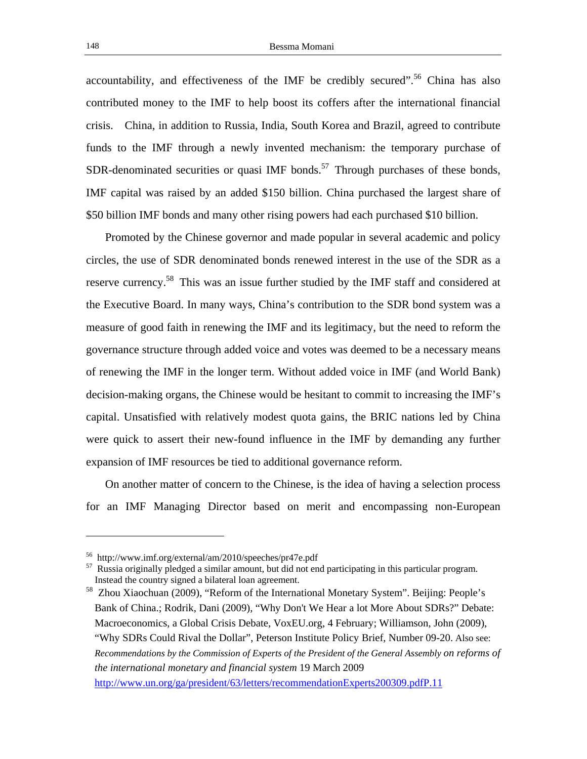accountability, and effectiveness of the IMF be credibly secured".[56] China has also contributed money to the IMF to help boost its coffers after the international financial crisis. China, in addition to Russia, India, South Korea and Brazil, agreed to contribute funds to the IMF through a newly invented mechanism: the temporary purchase of SDR-denominated securities or quasi IMF bonds.[57] Through purchases of these bonds, IMF capital was raised by an added \$150 billion. China purchased the largest share of \$50 billion IMF bonds and many other rising powers had each purchased \$10 billion.

Promoted by the Chinese governor and made popular in several academic and policy circles, the use of SDR denominated bonds renewed interest in the use of the SDR as a reserve currency.[58] This was an issue further studied by the IMF staff and considered at the Executive Board. In many ways, China's contribution to the SDR bond system was a measure of good faith in renewing the IMF and its legitimacy, but the need to reform the governance structure through added voice and votes was deemed to be a necessary means of renewing the IMF in the longer term. Without added voice in IMF (and World Bank) decision-making organs, the Chinese would be hesitant to commit to increasing the IMF's capital. Unsatisfied with relatively modest quota gains, the BRIC nations led by China were quick to assert their new-found influence in the IMF by demanding any further expansion of IMF resources be tied to additional governance reform.

On another matter of concern to the Chinese, is the idea of having a selection process for an IMF Managing Director based on merit and encompassing non-European

---

[56] http://www.imf.org/external/am/2010/speeches/pr47e.pdf

[57] Russia originally pledged a similar amount, but did not end participating in this particular program. Instead the country signed a bilateral loan agreement.

[58] Zhou Xiaochuan (2009), "Reform of the International Monetary System". Beijing: People's Bank of China.; Rodrik, Dani (2009), "Why Don't We Hear a lot More About SDRs?" Debate: Macroeconomics, a Global Crisis Debate, VoxEU.org, 4 February; Williamson, John (2009), "Why SDRs Could Rival the Dollar", Peterson Institute Policy Brief, Number 09-20. Also see: *Recommendations by the Commission of Experts of the President of the General Assembly on reforms of the international monetary and financial system* 19 March 2009 http://www.un.org/ga/president/63/letters/recommendationExperts200309.pdfP.11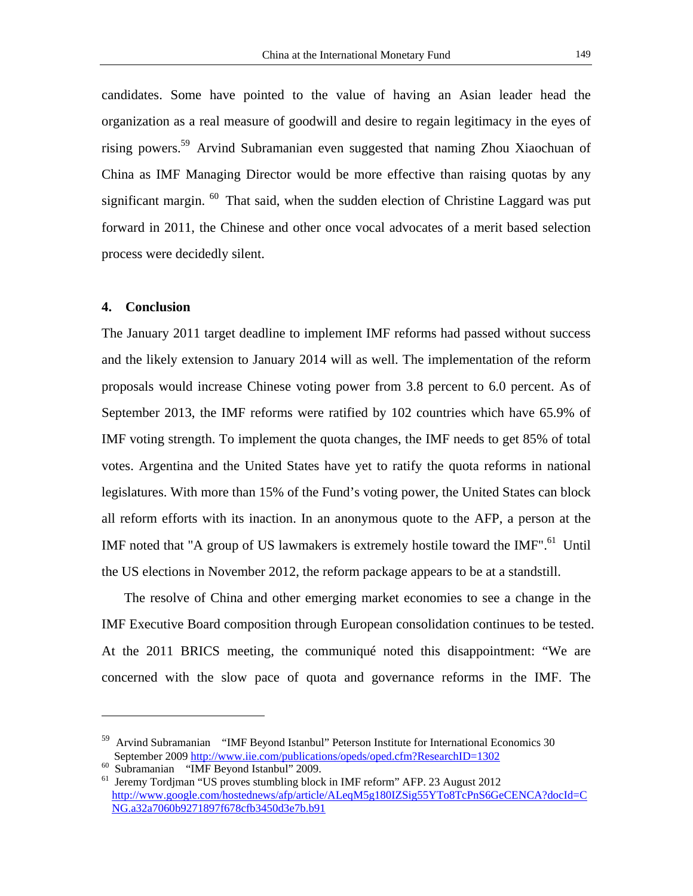candidates. Some have pointed to the value of having an Asian leader head the organization as a real measure of goodwill and desire to regain legitimacy in the eyes of rising powers.[59] Arvind Subramanian even suggested that naming Zhou Xiaochuan of China as IMF Managing Director would be more effective than raising quotas by any significant margin. [60] That said, when the sudden election of Christine Laggard was put forward in 2011, the Chinese and other once vocal advocates of a merit based selection process were decidedly silent.

## 4. Conclusion

The January 2011 target deadline to implement IMF reforms had passed without success and the likely extension to January 2014 will as well. The implementation of the reform proposals would increase Chinese voting power from 3.8 percent to 6.0 percent. As of September 2013, the IMF reforms were ratified by 102 countries which have 65.9% of IMF voting strength. To implement the quota changes, the IMF needs to get 85% of total votes. Argentina and the United States have yet to ratify the quota reforms in national legislatures. With more than 15% of the Fund's voting power, the United States can block all reform efforts with its inaction. In an anonymous quote to the AFP, a person at the IMF noted that "A group of US lawmakers is extremely hostile toward the IMF".[61] Until the US elections in November 2012, the reform package appears to be at a standstill.

The resolve of China and other emerging market economies to see a change in the IMF Executive Board composition through European consolidation continues to be tested. At the 2011 BRICS meeting, the communiqué noted this disappointment: "We are concerned with the slow pace of quota and governance reforms in the IMF. The

---

[59] Arvind Subramanian "IMF Beyond Istanbul" Peterson Institute for International Economics 30 September 2009 http://www.iie.com/publications/opeds/oped.cfm?ResearchID=1302

[60] Subramanian "IMF Beyond Istanbul" 2009.

[61] Jeremy Tordjman "US proves stumbling block in IMF reform" AFP. 23 August 2012 http://www.google.com/hostednews/afp/article/ALeqM5g180IZSig55YTo8TcPnS6GeCENCA?docId=CNG.a32a7060b9271897f678cfb3450d3e7b.b91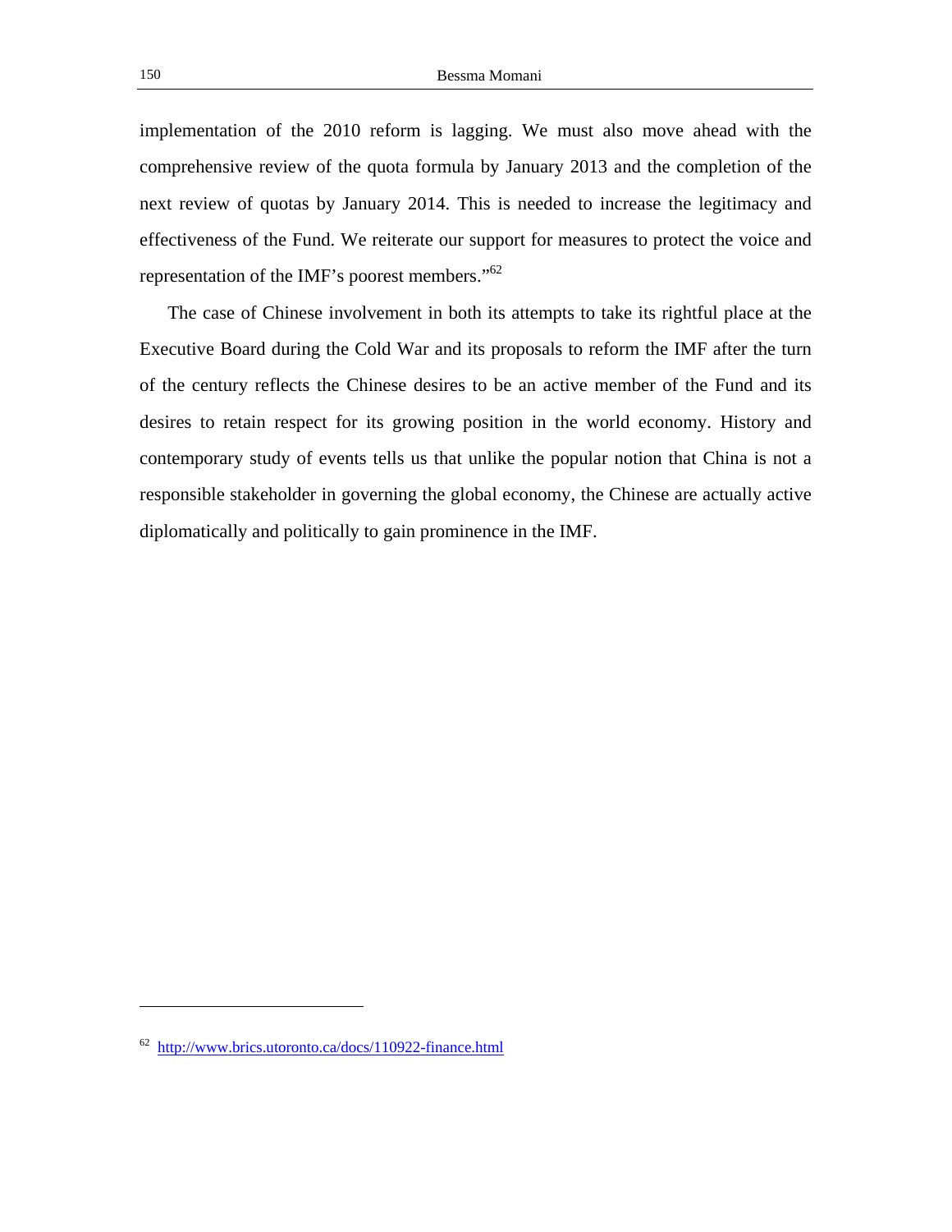implementation of the 2010 reform is lagging. We must also move ahead with the comprehensive review of the quota formula by January 2013 and the completion of the next review of quotas by January 2014. This is needed to increase the legitimacy and effectiveness of the Fund. We reiterate our support for measures to protect the voice and representation of the IMF's poorest members."[62]

The case of Chinese involvement in both its attempts to take its rightful place at the Executive Board during the Cold War and its proposals to reform the IMF after the turn of the century reflects the Chinese desires to be an active member of the Fund and its desires to retain respect for its growing position in the world economy. History and contemporary study of events tells us that unlike the popular notion that China is not a responsible stakeholder in governing the global economy, the Chinese are actually active diplomatically and politically to gain prominence in the IMF.

---

[62] http://www.brics.utoronto.ca/docs/110922-finance.html